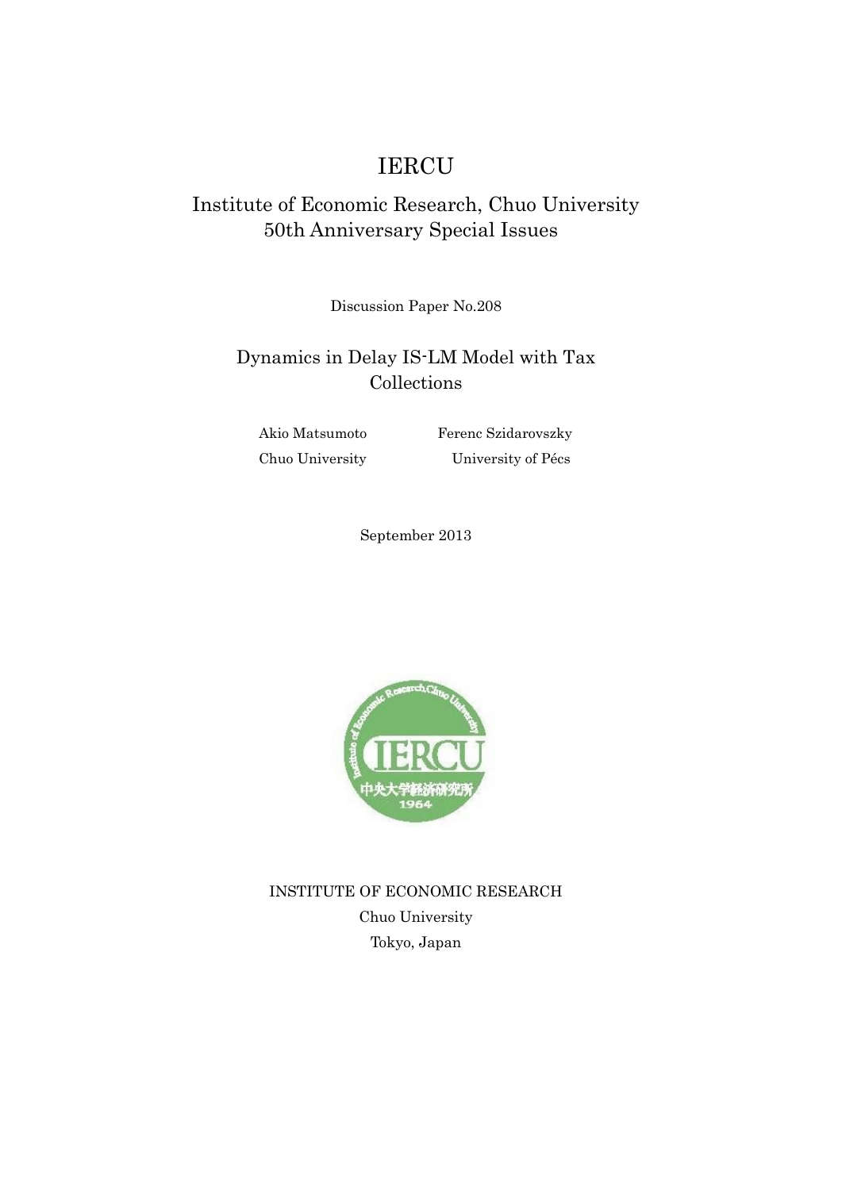# IERCU

## Institute of Economic Research, Chuo University 50th Anniversary Special Issues

Discussion Paper No.208

## Dynamics in Delay IS-LM Model with Tax Collections

Akio Matsumoto  
Chuo University

Ferenc Szidarovszky  
University of Pécs

September 2013

INSTITUTE OF ECONOMIC RESEARCH  
Chuo University  
Tokyo, Japan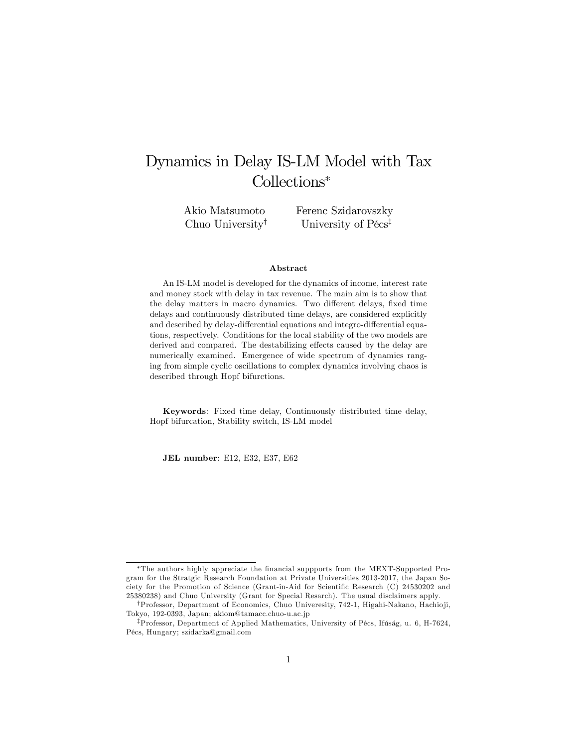# Dynamics in Delay IS-LM Model with Tax Collections*

Akio Matsumoto — Chuo University[†]

Ferenc Szidarovszky — University of Pécs[‡]

### Abstract

An IS-LM model is developed for the dynamics of income, interest rate and money stock with delay in tax revenue. The main aim is to show that the delay matters in macro dynamics. Two different delays, fixed time delays and continuously distributed time delays, are considered explicitly and described by delay-differential equations and integro-differential equations, respectively. Conditions for the local stability of the two models are derived and compared. The destabilizing effects caused by the delay are numerically examined. Emergence of wide spectrum of dynamics ranging from simple cyclic oscillations to complex dynamics involving chaos is described through Hopf bifurctions.

**Keywords**: Fixed time delay, Continuously distributed time delay, Hopf bifurcation, Stability switch, IS-LM model

**JEL number**: E12, E32, E37, E62

---

*The authors highly appreciate the financial suppports from the MEXT-Supported Program for the Stratgic Research Foundation at Private Universities 2013-2017, the Japan Society for the Promotion of Science (Grant-in-Aid for Scientific Research (C) 24530202 and 25380238) and Chuo University (Grant for Special Resarch). The usual disclaimers apply.

[†]Professor, Department of Economics, Chuo Univeresity, 742-1, Higahi-Nakano, Hachioji, Tokyo, 192-0393, Japan; akiom@tamacc.chuo-u.ac.jp

[‡]Professor, Department of Applied Mathematics, University of Pécs, Ifúság, u. 6, H-7624, Pécs, Hungary; szidarka@gmail.com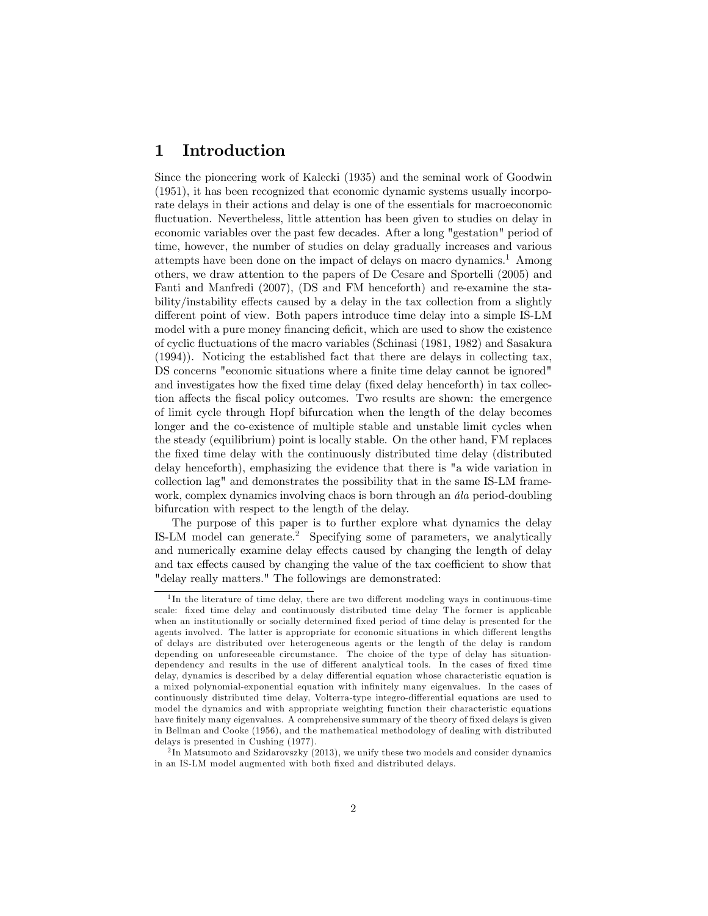# 1 Introduction

Since the pioneering work of Kalecki (1935) and the seminal work of Goodwin (1951), it has been recognized that economic dynamic systems usually incorporate delays in their actions and delay is one of the essentials for macroeconomic fluctuation. Nevertheless, little attention has been given to studies on delay in economic variables over the past few decades. After a long "gestation" period of time, however, the number of studies on delay gradually increases and various attempts have been done on the impact of delays on macro dynamics.[1] Among others, we draw attention to the papers of De Cesare and Sportelli (2005) and Fanti and Manfredi (2007), (DS and FM henceforth) and re-examine the stability/instability effects caused by a delay in the tax collection from a slightly different point of view. Both papers introduce time delay into a simple IS-LM model with a pure money financing deficit, which are used to show the existence of cyclic fluctuations of the macro variables (Schinasi (1981, 1982) and Sasakura (1994)). Noticing the established fact that there are delays in collecting tax, DS concerns "economic situations where a finite time delay cannot be ignored" and investigates how the fixed time delay (fixed delay henceforth) in tax collection affects the fiscal policy outcomes. Two results are shown: the emergence of limit cycle through Hopf bifurcation when the length of the delay becomes longer and the co-existence of multiple stable and unstable limit cycles when the steady (equilibrium) point is locally stable. On the other hand, FM replaces the fixed time delay with the continuously distributed time delay (distributed delay henceforth), emphasizing the evidence that there is "a wide variation in collection lag" and demonstrates the possibility that in the same IS-LM framework, complex dynamics involving chaos is born through an *ála* period-doubling bifurcation with respect to the length of the delay.

The purpose of this paper is to further explore what dynamics the delay IS-LM model can generate.[2] Specifying some of parameters, we analytically and numerically examine delay effects caused by changing the length of delay and tax effects caused by changing the value of the tax coefficient to show that "delay really matters." The followings are demonstrated:

---

[1] In the literature of time delay, there are two different modeling ways in continuous-time scale: fixed time delay and continuously distributed time delay The former is applicable when an institutionally or socially determined fixed period of time delay is presented for the agents involved. The latter is appropriate for economic situations in which different lengths of delays are distributed over heterogeneous agents or the length of the delay is random depending on unforeseeable circumstance. The choice of the type of delay has situation-dependency and results in the use of different analytical tools. In the cases of fixed time delay, dynamics is described by a delay differential equation whose characteristic equation is a mixed polynomial-exponential equation with infinitely many eigenvalues. In the cases of continuously distributed time delay, Volterra-type integro-differential equations are used to model the dynamics and with appropriate weighting function their characteristic equations have finitely many eigenvalues. A comprehensive summary of the theory of fixed delays is given in Bellman and Cooke (1956), and the mathematical methodology of dealing with distributed delays is presented in Cushing (1977).

[2] In Matsumoto and Szidarovszky (2013), we unify these two models and consider dynamics in an IS-LM model augmented with both fixed and distributed delays.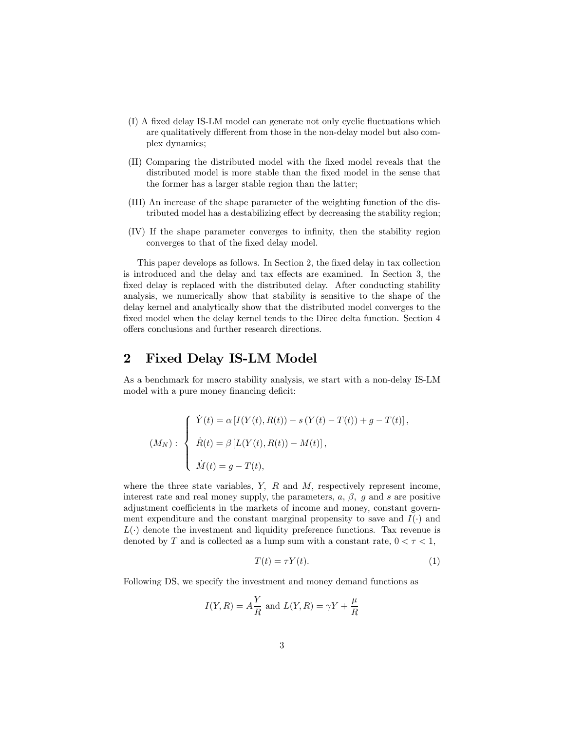(I) A fixed delay IS-LM model can generate not only cyclic fluctuations which are qualitatively different from those in the non-delay model but also complex dynamics;

(II) Comparing the distributed model with the fixed model reveals that the distributed model is more stable than the fixed model in the sense that the former has a larger stable region than the latter;

(III) An increase of the shape parameter of the weighting function of the distributed model has a destabilizing effect by decreasing the stability region;

(IV) If the shape parameter converges to infinity, then the stability region converges to that of the fixed delay model.

This paper develops as follows. In Section 2, the fixed delay in tax collection is introduced and the delay and tax effects are examined. In Section 3, the fixed delay is replaced with the distributed delay. After conducting stability analysis, we numerically show that stability is sensitive to the shape of the delay kernel and analytically show that the distributed model converges to the fixed model when the delay kernel tends to the Direc delta function. Section 4 offers conclusions and further research directions.

## 2 Fixed Delay IS-LM Model

As a benchmark for macro stability analysis, we start with a non-delay IS-LM model with a pure money financing deficit:

$$
(M_N): \begin{cases} \dot{Y}(t) = \alpha\left[I(Y(t), R(t)) - s\left(Y(t) - T(t)\right) + g - T(t)\right], \\ \\ \dot{R}(t) = \beta\left[L(Y(t), R(t)) - M(t)\right], \\ \\ \dot{M}(t) = g - T(t), \end{cases}
$$

where the three state variables, $Y$, $R$ and $M$, respectively represent income, interest rate and real money supply, the parameters, $a$, $\beta$, $g$ and $s$ are positive adjustment coefficients in the markets of income and money, constant government expenditure and the constant marginal propensity to save and $I(\cdot)$ and $L(\cdot)$ denote the investment and liquidity preference functions. Tax revenue is denoted by $T$ and is collected as a lump sum with a constant rate, $0 < \tau < 1$,

$$
T(t) = \tau Y(t). \tag{1}
$$

Following DS, we specify the investment and money demand functions as

$$
I(Y, R) = A\frac{Y}{R} \text{ and } L(Y, R) = \gamma Y + \frac{\mu}{R}
$$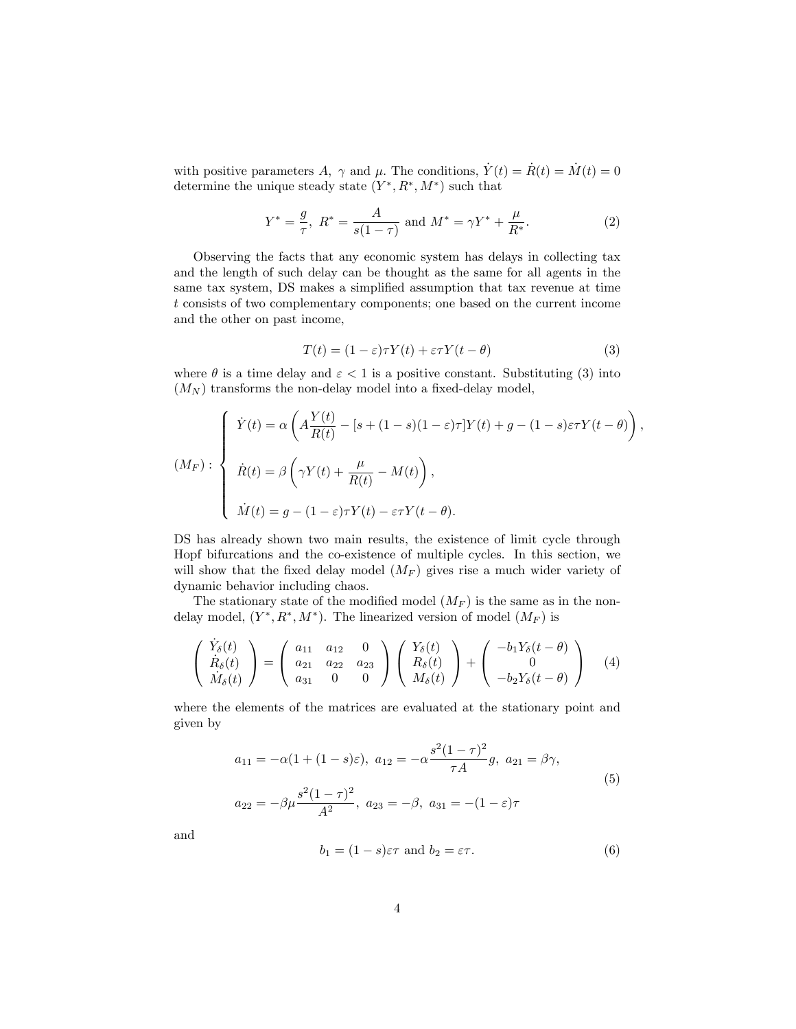with positive parameters $A$, $\gamma$ and $\mu$. The conditions, $\dot{Y}(t) = \dot{R}(t) = \dot{M}(t) = 0$ determine the unique steady state $(Y^*, R^*, M^*)$ such that

$$Y^* = \frac{g}{\tau},\ R^* = \frac{A}{s(1-\tau)} \text{ and } M^* = \gamma Y^* + \frac{\mu}{R^*}. \tag{2}$$

Observing the facts that any economic system has delays in collecting tax and the length of such delay can be thought as the same for all agents in the same tax system, DS makes a simplified assumption that tax revenue at time $t$ consists of two complementary components; one based on the current income and the other on past income,

$$T(t) = (1-\varepsilon)\tau Y(t) + \varepsilon \tau Y(t-\theta) \tag{3}$$

where $\theta$ is a time delay and $\varepsilon < 1$ is a positive constant. Substituting (3) into $(M_N)$ transforms the non-delay model into a fixed-delay model,

$$(M_F): \begin{cases} \dot{Y}(t) = \alpha\left(A\dfrac{Y(t)}{R(t)} - [s + (1-s)(1-\varepsilon)\tau]Y(t) + g - (1-s)\varepsilon\tau Y(t-\theta)\right), \\[2ex] \dot{R}(t) = \beta\left(\gamma Y(t) + \dfrac{\mu}{R(t)} - M(t)\right), \\[2ex] \dot{M}(t) = g - (1-\varepsilon)\tau Y(t) - \varepsilon\tau Y(t-\theta). \end{cases}$$

DS has already shown two main results, the existence of limit cycle through Hopf bifurcations and the co-existence of multiple cycles. In this section, we will show that the fixed delay model $(M_F)$ gives rise a much wider variety of dynamic behavior including chaos.

The stationary state of the modified model $(M_F)$ is the same as in the non-delay model, $(Y^*, R^*, M^*)$. The linearized version of model $(M_F)$ is

$$\begin{pmatrix} \dot{Y}_\delta(t) \\ \dot{R}_\delta(t) \\ \dot{M}_\delta(t) \end{pmatrix} = \begin{pmatrix} a_{11} & a_{12} & 0 \\ a_{21} & a_{22} & a_{23} \\ a_{31} & 0 & 0 \end{pmatrix} \begin{pmatrix} Y_\delta(t) \\ R_\delta(t) \\ M_\delta(t) \end{pmatrix} + \begin{pmatrix} -b_1 Y_\delta(t-\theta) \\ 0 \\ -b_2 Y_\delta(t-\theta) \end{pmatrix} \tag{4}$$

where the elements of the matrices are evaluated at the stationary point and given by

$$\begin{aligned} &a_{11} = -\alpha(1 + (1-s)\varepsilon),\ a_{12} = -\alpha\frac{s^2(1-\tau)^2}{\tau A}g,\ a_{21} = \beta\gamma, \\ &a_{22} = -\beta\mu\frac{s^2(1-\tau)^2}{A^2},\ a_{23} = -\beta,\ a_{31} = -(1-\varepsilon)\tau \end{aligned} \tag{5}$$

and

$$b_1 = (1-s)\varepsilon\tau \text{ and } b_2 = \varepsilon\tau. \tag{6}$$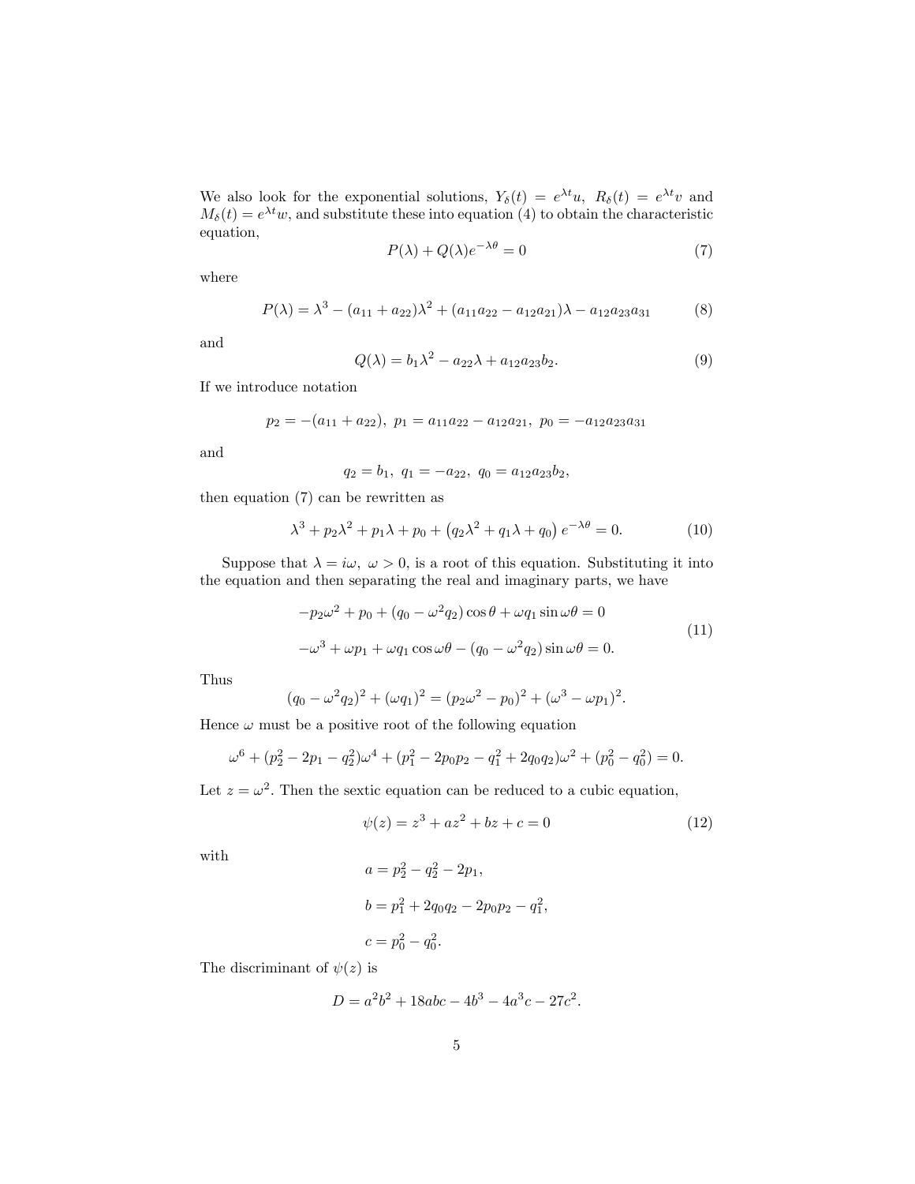We also look for the exponential solutions, $Y_\delta(t) = e^{\lambda t}u$, $R_\delta(t) = e^{\lambda t}v$ and $M_\delta(t) = e^{\lambda t}w$, and substitute these into equation (4) to obtain the characteristic equation,

$$P(\lambda) + Q(\lambda)e^{-\lambda\theta} = 0 \tag{7}$$

where

$$P(\lambda) = \lambda^3 - (a_{11} + a_{22})\lambda^2 + (a_{11}a_{22} - a_{12}a_{21})\lambda - a_{12}a_{23}a_{31} \tag{8}$$

and

$$Q(\lambda) = b_1\lambda^2 - a_{22}\lambda + a_{12}a_{23}b_2. \tag{9}$$

If we introduce notation

$$p_2 = -(a_{11} + a_{22}),\ p_1 = a_{11}a_{22} - a_{12}a_{21},\ p_0 = -a_{12}a_{23}a_{31}$$

and

$$q_2 = b_1,\ q_1 = -a_{22},\ q_0 = a_{12}a_{23}b_2,$$

then equation (7) can be rewritten as

$$\lambda^3 + p_2\lambda^2 + p_1\lambda + p_0 + \left(q_2\lambda^2 + q_1\lambda + q_0\right)e^{-\lambda\theta} = 0. \tag{10}$$

Suppose that $\lambda = i\omega$, $\omega > 0$, is a root of this equation. Substituting it into the equation and then separating the real and imaginary parts, we have

$$\begin{aligned}
&-p_2\omega^2 + p_0 + (q_0 - \omega^2 q_2)\cos\theta + \omega q_1 \sin\omega\theta = 0 \\
&-\omega^3 + \omega p_1 + \omega q_1 \cos\omega\theta - (q_0 - \omega^2 q_2)\sin\omega\theta = 0.
\end{aligned} \tag{11}$$

Thus

$$(q_0 - \omega^2 q_2)^2 + (\omega q_1)^2 = (p_2\omega^2 - p_0)^2 + (\omega^3 - \omega p_1)^2.$$

Hence $\omega$ must be a positive root of the following equation

$$\omega^6 + (p_2^2 - 2p_1 - q_2^2)\omega^4 + (p_1^2 - 2p_0p_2 - q_1^2 + 2q_0q_2)\omega^2 + (p_0^2 - q_0^2) = 0.$$

Let $z = \omega^2$. Then the sextic equation can be reduced to a cubic equation,

$$\psi(z) = z^3 + az^2 + bz + c = 0 \tag{12}$$

with

$$\begin{aligned}
a &= p_2^2 - q_2^2 - 2p_1, \\
b &= p_1^2 + 2q_0q_2 - 2p_0p_2 - q_1^2, \\
c &= p_0^2 - q_0^2.
\end{aligned}$$

The discriminant of $\psi(z)$ is

$$D = a^2b^2 + 18abc - 4b^3 - 4a^3c - 27c^2.$$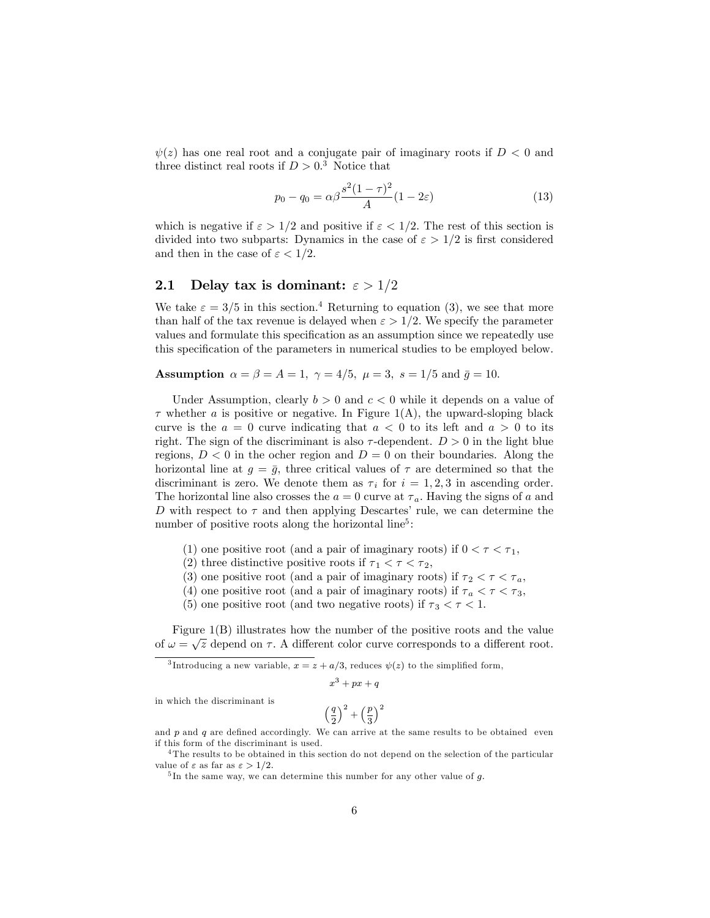$\psi(z)$ has one real root and a conjugate pair of imaginary roots if $D < 0$ and three distinct real roots if $D > 0$.[3] Notice that

$$p_0 - q_0 = \alpha\beta \frac{s^2(1-\tau)^2}{A}(1 - 2\varepsilon) \tag{13}$$

which is negative if $\varepsilon > 1/2$ and positive if $\varepsilon < 1/2$. The rest of this section is divided into two subparts: Dynamics in the case of $\varepsilon > 1/2$ is first considered and then in the case of $\varepsilon < 1/2$.

## 2.1 Delay tax is dominant: $\varepsilon > 1/2$

We take $\varepsilon = 3/5$ in this section.[4] Returning to equation (3), we see that more than half of the tax revenue is delayed when $\varepsilon > 1/2$. We specify the parameter values and formulate this specification as an assumption since we repeatedly use this specification of the parameters in numerical studies to be employed below.

**Assumption** $\alpha = \beta = A = 1,\ \gamma = 4/5,\ \mu = 3,\ s = 1/5$ and $\bar{g} = 10$.

Under Assumption, clearly $b > 0$ and $c < 0$ while it depends on a value of $\tau$ whether $a$ is positive or negative. In Figure 1(A), the upward-sloping black curve is the $a = 0$ curve indicating that $a < 0$ to its left and $a > 0$ to its right. The sign of the discriminant is also $\tau$-dependent. $D > 0$ in the light blue regions, $D < 0$ in the ocher region and $D = 0$ on their boundaries. Along the horizontal line at $g = \bar{g}$, three critical values of $\tau$ are determined so that the discriminant is zero. We denote them as $\tau_i$ for $i = 1, 2, 3$ in ascending order. The horizontal line also crosses the $a = 0$ curve at $\tau_a$. Having the signs of $a$ and $D$ with respect to $\tau$ and then applying Descartes' rule, we can determine the number of positive roots along the horizontal line[5]:

(1) one positive root (and a pair of imaginary roots) if $0 < \tau < \tau_1$,
(2) three distinctive positive roots if $\tau_1 < \tau < \tau_2$,
(3) one positive root (and a pair of imaginary roots) if $\tau_2 < \tau < \tau_a$,
(4) one positive root (and a pair of imaginary roots) if $\tau_a < \tau < \tau_3$,
(5) one positive root (and two negative roots) if $\tau_3 < \tau < 1$.

Figure 1(B) illustrates how the number of the positive roots and the value of $\omega = \sqrt{z}$ depend on $\tau$. A different color curve corresponds to a different root.

---

[3] Introducing a new variable, $x = z + a/3$, reduces $\psi(z)$ to the simplified form,

$$x^3 + px + q$$

in which the discriminant is

$$\left(\frac{q}{2}\right)^2 + \left(\frac{p}{3}\right)^2$$

and $p$ and $q$ are defined accordingly. We can arrive at the same results to be obtained even if this form of the discriminant is used.

[4] The results to be obtained in this section do not depend on the selection of the particular value of $\varepsilon$ as far as $\varepsilon > 1/2$.

[5] In the same way, we can determine this number for any other value of $g$.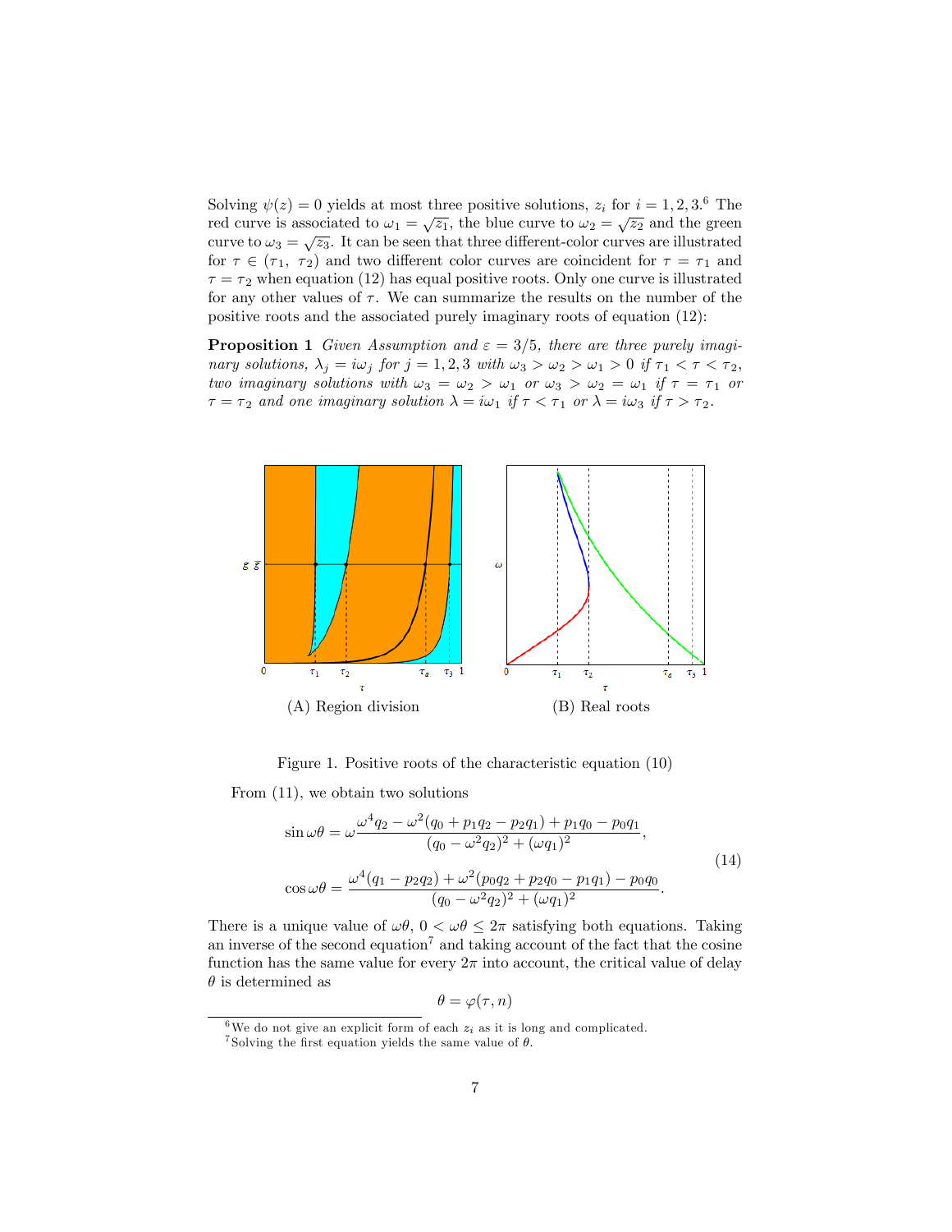Solving $\psi(z) = 0$ yields at most three positive solutions, $z_i$ for $i = 1, 2, 3$.[6] The red curve is associated to $\omega_1 = \sqrt{z_1}$, the blue curve to $\omega_2 = \sqrt{z_2}$ and the green curve to $\omega_3 = \sqrt{z_3}$. It can be seen that three different-color curves are illustrated for $\tau \in (\tau_1,\ \tau_2)$ and two different color curves are coincident for $\tau = \tau_1$ and $\tau = \tau_2$ when equation (12) has equal positive roots. Only one curve is illustrated for any other values of $\tau$. We can summarize the results on the number of the positive roots and the associated purely imaginary roots of equation (12):

**Proposition 1** *Given Assumption and $\varepsilon = 3/5$, there are three purely imaginary solutions, $\lambda_j = i\omega_j$ for $j = 1, 2, 3$ with $\omega_3 > \omega_2 > \omega_1 > 0$ if $\tau_1 < \tau < \tau_2$, two imaginary solutions with $\omega_3 = \omega_2 > \omega_1$ or $\omega_3 > \omega_2 = \omega_1$ if $\tau = \tau_1$ or $\tau = \tau_2$ and one imaginary solution $\lambda = i\omega_1$ if $\tau < \tau_1$ or $\lambda = i\omega_3$ if $\tau > \tau_2$.*

(A) Region division

(B) Real roots

Figure 1. Positive roots of the characteristic equation (10)

From (11), we obtain two solutions

$$
\begin{aligned}
\sin \omega\theta &= \omega \frac{\omega^4 q_2 - \omega^2 (q_0 + p_1 q_2 - p_2 q_1) + p_1 q_0 - p_0 q_1}{(q_0 - \omega^2 q_2)^2 + (\omega q_1)^2}, \\
\cos \omega\theta &= \frac{\omega^4 (q_1 - p_2 q_2) + \omega^2 (p_0 q_2 + p_2 q_0 - p_1 q_1) - p_0 q_0}{(q_0 - \omega^2 q_2)^2 + (\omega q_1)^2}.
\end{aligned}
\tag{14}
$$

There is a unique value of $\omega\theta$, $0 < \omega\theta \leq 2\pi$ satisfying both equations. Taking an inverse of the second equation[7] and taking account of the fact that the cosine function has the same value for every $2\pi$ into account, the critical value of delay $\theta$ is determined as

$$\theta = \varphi(\tau, n)$$

[6] We do not give an explicit form of each $z_i$ as it is long and complicated.

[7] Solving the first equation yields the same value of $\theta$.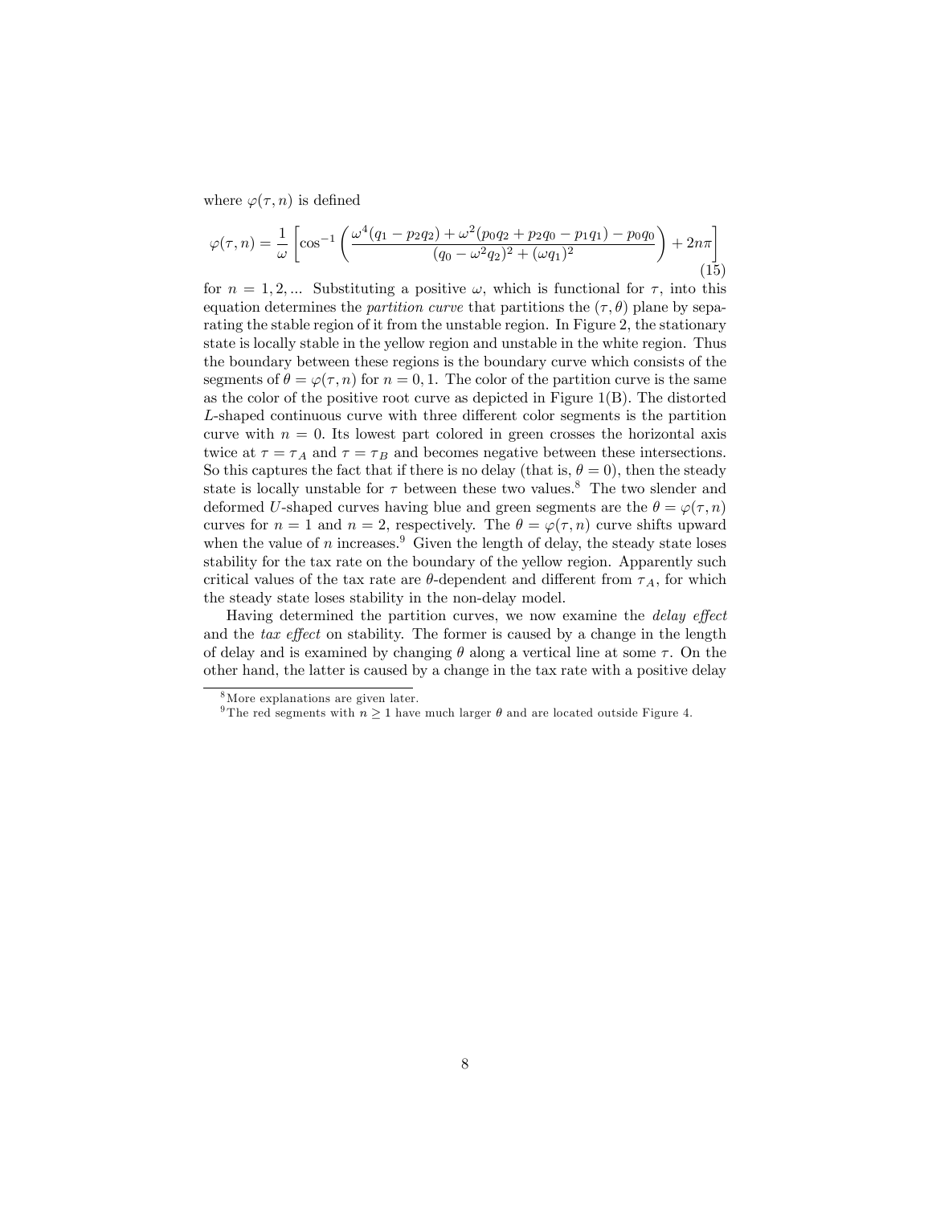where $\varphi(\tau, n)$ is defined

$$\varphi(\tau, n) = \frac{1}{\omega}\left[\cos^{-1}\left(\frac{\omega^4(q_1 - p_2 q_2) + \omega^2(p_0 q_2 + p_2 q_0 - p_1 q_1) - p_0 q_0}{(q_0 - \omega^2 q_2)^2 + (\omega q_1)^2}\right) + 2n\pi\right] \tag{15}$$

for $n = 1, 2, ...$ Substituting a positive $\omega$, which is functional for $\tau$, into this equation determines the *partition curve* that partitions the $(\tau, \theta)$ plane by separating the stable region of it from the unstable region. In Figure 2, the stationary state is locally stable in the yellow region and unstable in the white region. Thus the boundary between these regions is the boundary curve which consists of the segments of $\theta = \varphi(\tau, n)$ for $n = 0, 1$. The color of the partition curve is the same as the color of the positive root curve as depicted in Figure 1(B). The distorted $L$-shaped continuous curve with three different color segments is the partition curve with $n = 0$. Its lowest part colored in green crosses the horizontal axis twice at $\tau = \tau_A$ and $\tau = \tau_B$ and becomes negative between these intersections. So this captures the fact that if there is no delay (that is, $\theta = 0$), then the steady state is locally unstable for $\tau$ between these two values.[8] The two slender and deformed $U$-shaped curves having blue and green segments are the $\theta = \varphi(\tau, n)$ curves for $n = 1$ and $n = 2$, respectively. The $\theta = \varphi(\tau, n)$ curve shifts upward when the value of $n$ increases.[9] Given the length of delay, the steady state loses stability for the tax rate on the boundary of the yellow region. Apparently such critical values of the tax rate are $\theta$-dependent and different from $\tau_A$, for which the steady state loses stability in the non-delay model.

Having determined the partition curves, we now examine the *delay effect* and the *tax effect* on stability. The former is caused by a change in the length of delay and is examined by changing $\theta$ along a vertical line at some $\tau$. On the other hand, the latter is caused by a change in the tax rate with a positive delay

[8] More explanations are given later.

[9] The red segments with $n \geq 1$ have much larger $\theta$ and are located outside Figure 4.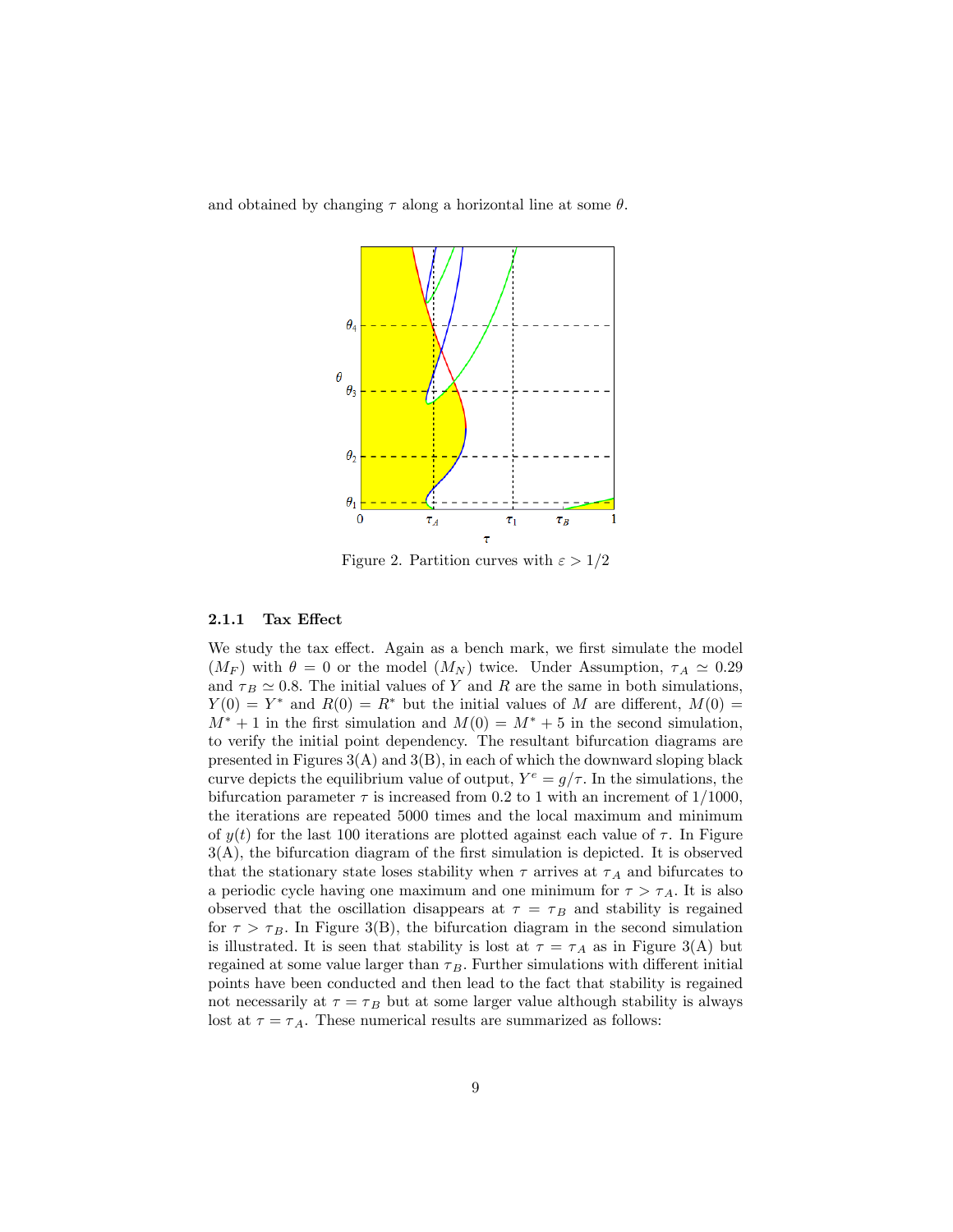and obtained by changing $\tau$ along a horizontal line at some $\theta$.

Figure 2. Partition curves with $\varepsilon > 1/2$

#### 2.1.1 Tax Effect

We study the tax effect. Again as a bench mark, we first simulate the model $(M_F)$ with $\theta = 0$ or the model $(M_N)$ twice. Under Assumption, $\tau_A \simeq 0.29$ and $\tau_B \simeq 0.8$. The initial values of $Y$ and $R$ are the same in both simulations, $Y(0) = Y^*$ and $R(0) = R^*$ but the initial values of $M$ are different, $M(0) = M^* + 1$ in the first simulation and $M(0) = M^* + 5$ in the second simulation, to verify the initial point dependency. The resultant bifurcation diagrams are presented in Figures 3(A) and 3(B), in each of which the downward sloping black curve depicts the equilibrium value of output, $Y^e = g/\tau$. In the simulations, the bifurcation parameter $\tau$ is increased from 0.2 to 1 with an increment of 1/1000, the iterations are repeated 5000 times and the local maximum and minimum of $y(t)$ for the last 100 iterations are plotted against each value of $\tau$. In Figure 3(A), the bifurcation diagram of the first simulation is depicted. It is observed that the stationary state loses stability when $\tau$ arrives at $\tau_A$ and bifurcates to a periodic cycle having one maximum and one minimum for $\tau > \tau_A$. It is also observed that the oscillation disappears at $\tau = \tau_B$ and stability is regained for $\tau > \tau_B$. In Figure 3(B), the bifurcation diagram in the second simulation is illustrated. It is seen that stability is lost at $\tau = \tau_A$ as in Figure 3(A) but regained at some value larger than $\tau_B$. Further simulations with different initial points have been conducted and then lead to the fact that stability is regained not necessarily at $\tau = \tau_B$ but at some larger value although stability is always lost at $\tau = \tau_A$. These numerical results are summarized as follows: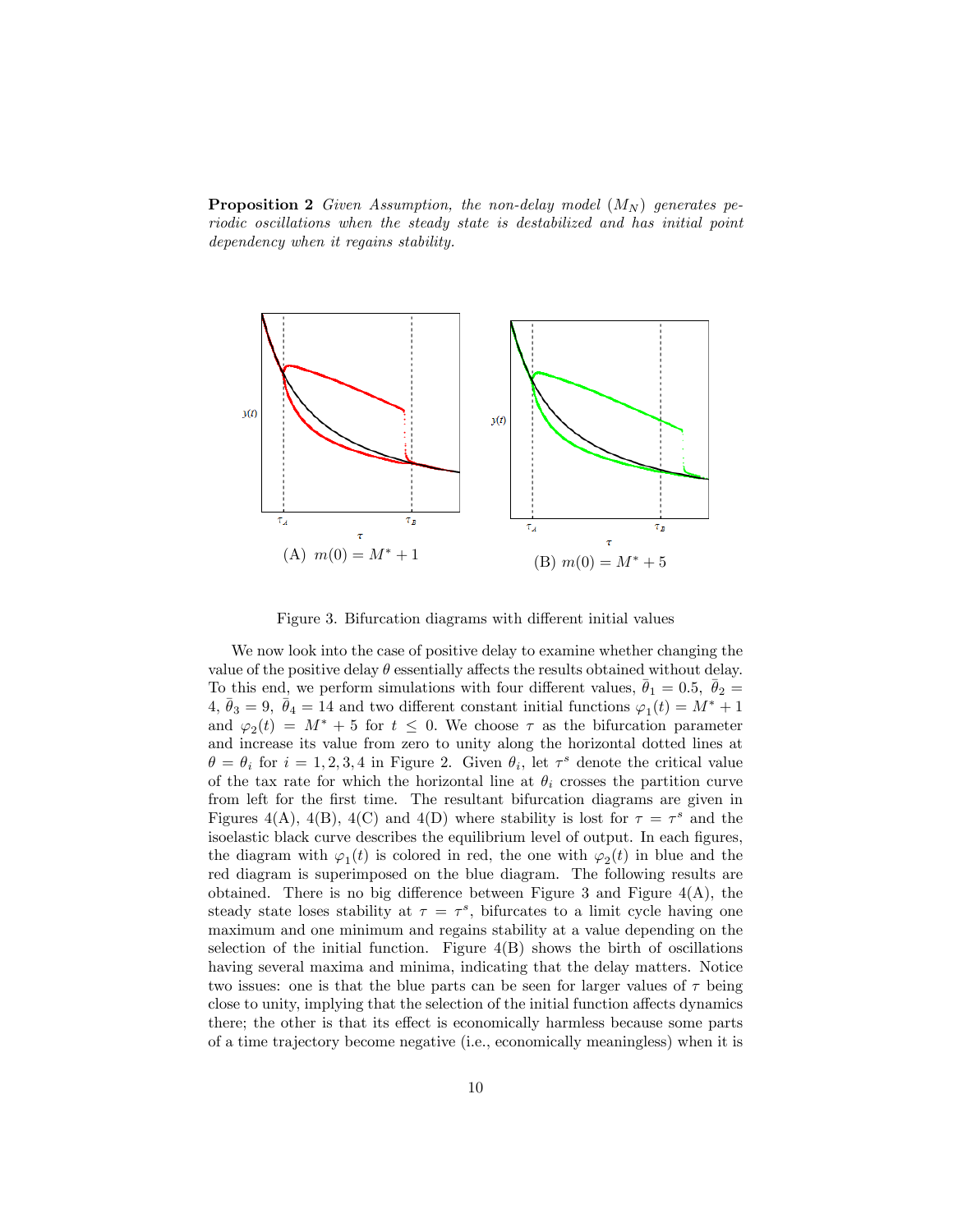**Proposition 2** *Given Assumption, the non-delay model* $(M_N)$ *generates periodic oscillations when the steady state is destabilized and has initial point dependency when it regains stability.*

(A) $m(0) = M^* + 1$

(B) $m(0) = M^* + 5$

Figure 3. Bifurcation diagrams with different initial values

We now look into the case of positive delay to examine whether changing the value of the positive delay $\theta$ essentially affects the results obtained without delay. To this end, we perform simulations with four different values, $\bar{\theta}_1 = 0.5$, $\bar{\theta}_2 = 4$, $\bar{\theta}_3 = 9$, $\bar{\theta}_4 = 14$ and two different constant initial functions $\varphi_1(t) = M^* + 1$ and $\varphi_2(t) = M^* + 5$ for $t \leq 0$. We choose $\tau$ as the bifurcation parameter and increase its value from zero to unity along the horizontal dotted lines at $\theta = \theta_i$ for $i = 1, 2, 3, 4$ in Figure 2. Given $\theta_i$, let $\tau^s$ denote the critical value of the tax rate for which the horizontal line at $\theta_i$ crosses the partition curve from left for the first time. The resultant bifurcation diagrams are given in Figures 4(A), 4(B), 4(C) and 4(D) where stability is lost for $\tau = \tau^s$ and the isoelastic black curve describes the equilibrium level of output. In each figures, the diagram with $\varphi_1(t)$ is colored in red, the one with $\varphi_2(t)$ in blue and the red diagram is superimposed on the blue diagram. The following results are obtained. There is no big difference between Figure 3 and Figure 4(A), the steady state loses stability at $\tau = \tau^s$, bifurcates to a limit cycle having one maximum and one minimum and regains stability at a value depending on the selection of the initial function. Figure 4(B) shows the birth of oscillations having several maxima and minima, indicating that the delay matters. Notice two issues: one is that the blue parts can be seen for larger values of $\tau$ being close to unity, implying that the selection of the initial function affects dynamics there; the other is that its effect is economically harmless because some parts of a time trajectory become negative (i.e., economically meaningless) when it is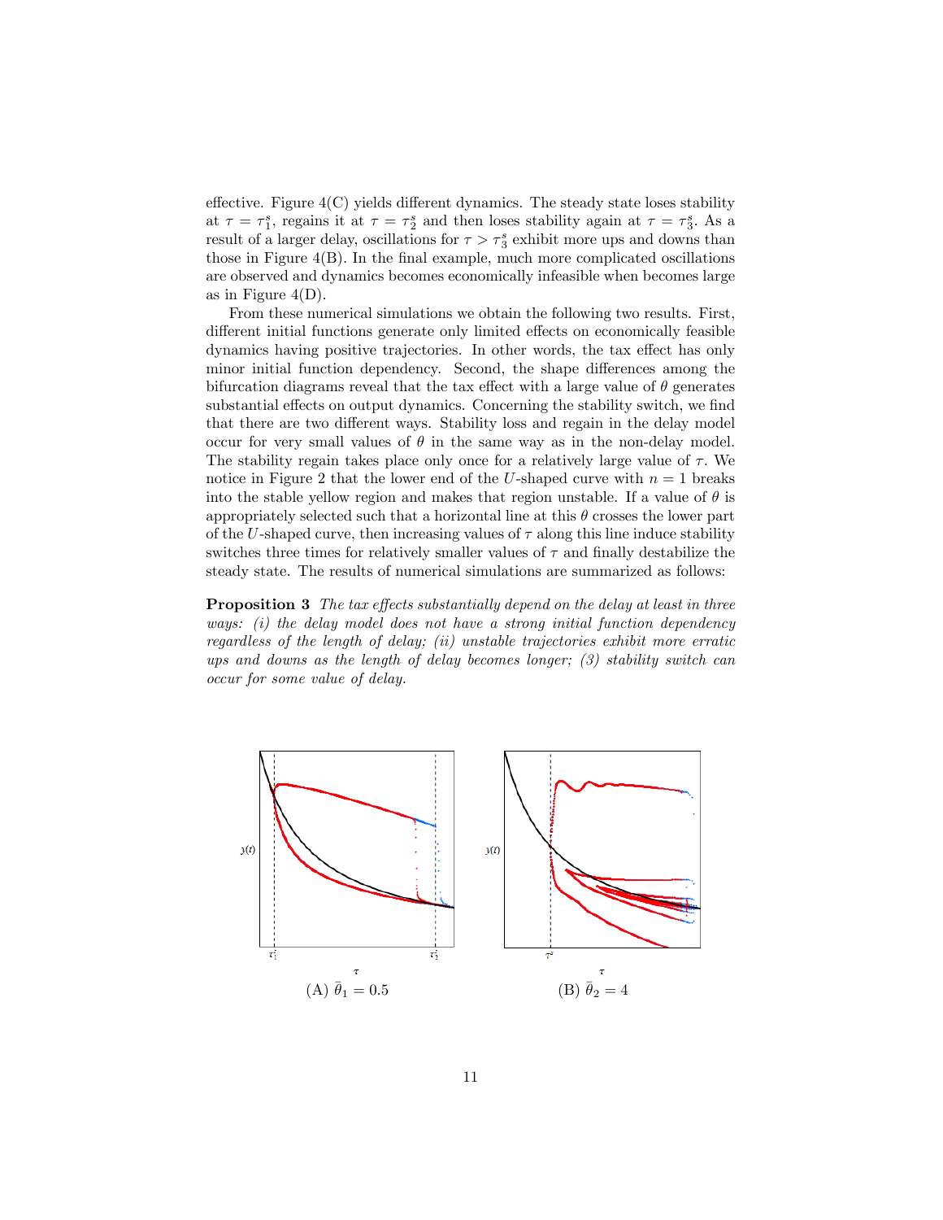effective. Figure 4(C) yields different dynamics. The steady state loses stability at $\tau = \tau_1^s$, regains it at $\tau = \tau_2^s$ and then loses stability again at $\tau = \tau_3^s$. As a result of a larger delay, oscillations for $\tau > \tau_3^s$ exhibit more ups and downs than those in Figure 4(B). In the final example, much more complicated oscillations are observed and dynamics becomes economically infeasible when becomes large as in Figure 4(D).

From these numerical simulations we obtain the following two results. First, different initial functions generate only limited effects on economically feasible dynamics having positive trajectories. In other words, the tax effect has only minor initial function dependency. Second, the shape differences among the bifurcation diagrams reveal that the tax effect with a large value of $\theta$ generates substantial effects on output dynamics. Concerning the stability switch, we find that there are two different ways. Stability loss and regain in the delay model occur for very small values of $\theta$ in the same way as in the non-delay model. The stability regain takes place only once for a relatively large value of $\tau$. We notice in Figure 2 that the lower end of the $U$-shaped curve with $n = 1$ breaks into the stable yellow region and makes that region unstable. If a value of $\theta$ is appropriately selected such that a horizontal line at this $\theta$ crosses the lower part of the $U$-shaped curve, then increasing values of $\tau$ along this line induce stability switches three times for relatively smaller values of $\tau$ and finally destabilize the steady state. The results of numerical simulations are summarized as follows:

**Proposition 3** *The tax effects substantially depend on the delay at least in three ways: (i) the delay model does not have a strong initial function dependency regardless of the length of delay; (ii) unstable trajectories exhibit more erratic ups and downs as the length of delay becomes longer; (3) stability switch can occur for some value of delay.*

(A) $\bar{\theta}_1 = 0.5$

(B) $\bar{\theta}_2 = 4$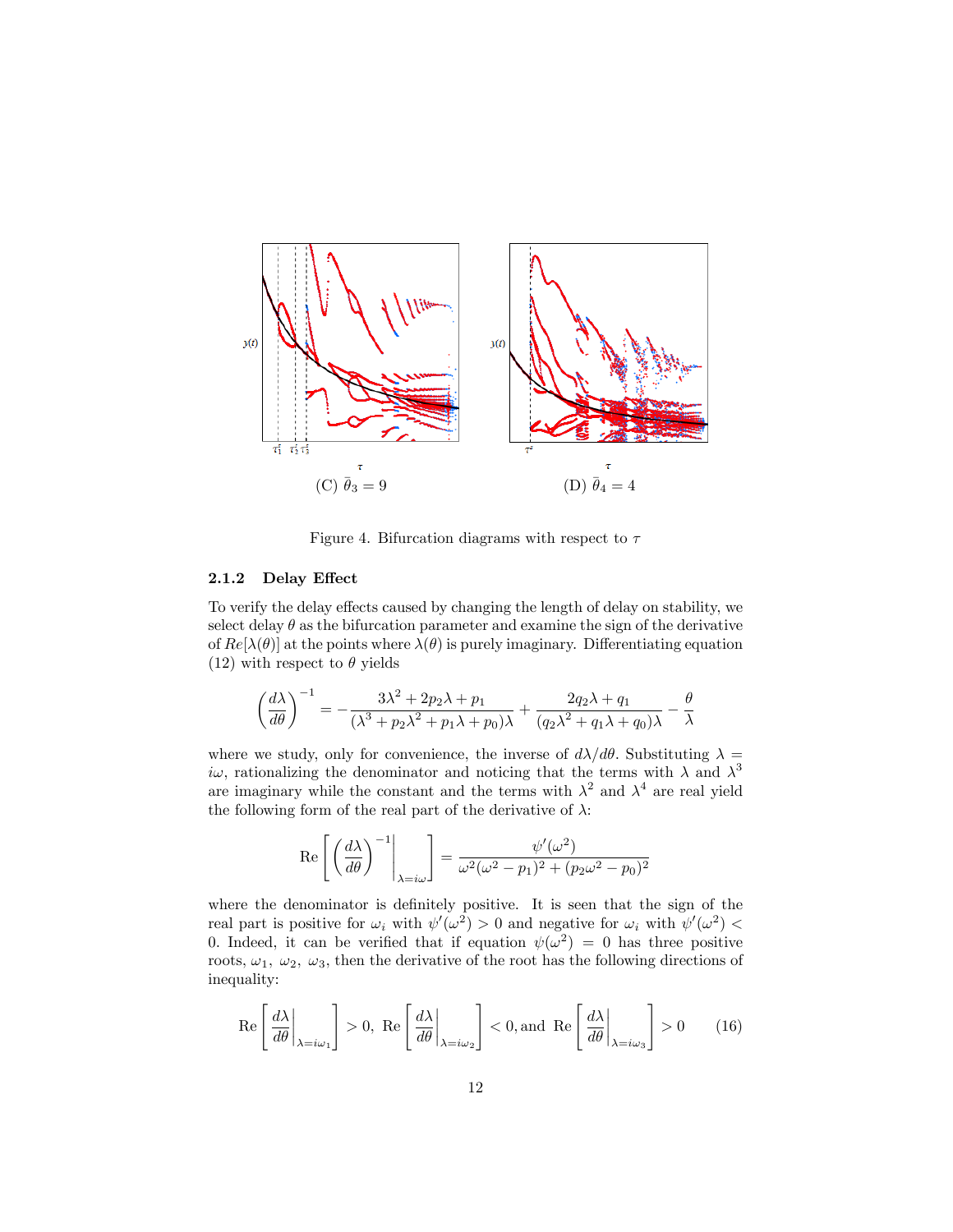(C) $\bar{\theta}_3 = 9$

(D) $\bar{\theta}_4 = 4$

Figure 4. Bifurcation diagrams with respect to $\tau$

### 2.1.2 Delay Effect

To verify the delay effects caused by changing the length of delay on stability, we select delay $\theta$ as the bifurcation parameter and examine the sign of the derivative of $Re[\lambda(\theta)]$ at the points where $\lambda(\theta)$ is purely imaginary. Differentiating equation (12) with respect to $\theta$ yields

$$\left(\frac{d\lambda}{d\theta}\right)^{-1} = -\frac{3\lambda^2 + 2p_2\lambda + p_1}{(\lambda^3 + p_2\lambda^2 + p_1\lambda + p_0)\lambda} + \frac{2q_2\lambda + q_1}{(q_2\lambda^2 + q_1\lambda + q_0)\lambda} - \frac{\theta}{\lambda}$$

where we study, only for convenience, the inverse of $d\lambda/d\theta$. Substituting $\lambda = i\omega$, rationalizing the denominator and noticing that the terms with $\lambda$ and $\lambda^3$ are imaginary while the constant and the terms with $\lambda^2$ and $\lambda^4$ are real yield the following form of the real part of the derivative of $\lambda$:

$$\text{Re}\left[\left(\frac{d\lambda}{d\theta}\right)^{-1}\Bigg|_{\lambda=i\omega}\right] = \frac{\psi'(\omega^2)}{\omega^2(\omega^2 - p_1)^2 + (p_2\omega^2 - p_0)^2}$$

where the denominator is definitely positive. It is seen that the sign of the real part is positive for $\omega_i$ with $\psi'(\omega^2) > 0$ and negative for $\omega_i$ with $\psi'(\omega^2) < 0$. Indeed, it can be verified that if equation $\psi(\omega^2) = 0$ has three positive roots, $\omega_1,\ \omega_2,\ \omega_3$, then the derivative of the root has the following directions of inequality:

$$\text{Re}\left[\frac{d\lambda}{d\theta}\bigg|_{\lambda=i\omega_1}\right] > 0,\ \text{Re}\left[\frac{d\lambda}{d\theta}\bigg|_{\lambda=i\omega_2}\right] < 0, \text{and } \text{Re}\left[\frac{d\lambda}{d\theta}\bigg|_{\lambda=i\omega_3}\right] > 0 \qquad (16)$$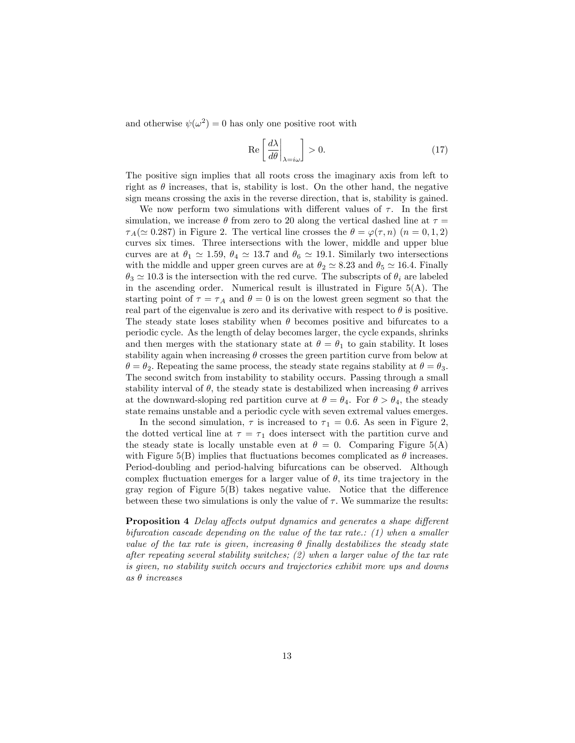and otherwise $\psi(\omega^2) = 0$ has only one positive root with

$$\mathrm{Re}\left[ \left. \frac{d\lambda}{d\theta} \right|_{\lambda = i\omega} \right] > 0. \tag{17}$$

The positive sign implies that all roots cross the imaginary axis from left to right as $\theta$ increases, that is, stability is lost. On the other hand, the negative sign means crossing the axis in the reverse direction, that is, stability is gained.

We now perform two simulations with different values of $\tau$. In the first simulation, we increase $\theta$ from zero to 20 along the vertical dashed line at $\tau = \tau_A (\simeq 0.287)$ in Figure 2. The vertical line crosses the $\theta = \varphi(\tau, n)$ $(n = 0, 1, 2)$ curves six times. Three intersections with the lower, middle and upper blue curves are at $\theta_1 \simeq 1.59$, $\theta_4 \simeq 13.7$ and $\theta_6 \simeq 19.1$. Similarly two intersections with the middle and upper green curves are at $\theta_2 \simeq 8.23$ and $\theta_5 \simeq 16.4$. Finally $\theta_3 \simeq 10.3$ is the intersection with the red curve. The subscripts of $\theta_i$ are labeled in the ascending order. Numerical result is illustrated in Figure 5(A). The starting point of $\tau = \tau_A$ and $\theta = 0$ is on the lowest green segment so that the real part of the eigenvalue is zero and its derivative with respect to $\theta$ is positive. The steady state loses stability when $\theta$ becomes positive and bifurcates to a periodic cycle. As the length of delay becomes larger, the cycle expands, shrinks and then merges with the stationary state at $\theta = \theta_1$ to gain stability. It loses stability again when increasing $\theta$ crosses the green partition curve from below at $\theta = \theta_2$. Repeating the same process, the steady state regains stability at $\theta = \theta_3$. The second switch from instability to stability occurs. Passing through a small stability interval of $\theta$, the steady state is destabilized when increasing $\theta$ arrives at the downward-sloping red partition curve at $\theta = \theta_4$. For $\theta > \theta_4$, the steady state remains unstable and a periodic cycle with seven extremal values emerges.

In the second simulation, $\tau$ is increased to $\tau_1 = 0.6$. As seen in Figure 2, the dotted vertical line at $\tau = \tau_1$ does intersect with the partition curve and the steady state is locally unstable even at $\theta = 0$. Comparing Figure 5(A) with Figure 5(B) implies that fluctuations becomes complicated as $\theta$ increases. Period-doubling and period-halving bifurcations can be observed. Although complex fluctuation emerges for a larger value of $\theta$, its time trajectory in the gray region of Figure 5(B) takes negative value. Notice that the difference between these two simulations is only the value of $\tau$. We summarize the results:

**Proposition 4** *Delay affects output dynamics and generates a shape different bifurcation cascade depending on the value of the tax rate.: (1) when a smaller value of the tax rate is given, increasing $\theta$ finally destabilizes the steady state after repeating several stability switches; (2) when a larger value of the tax rate is given, no stability switch occurs and trajectories exhibit more ups and downs as $\theta$ increases*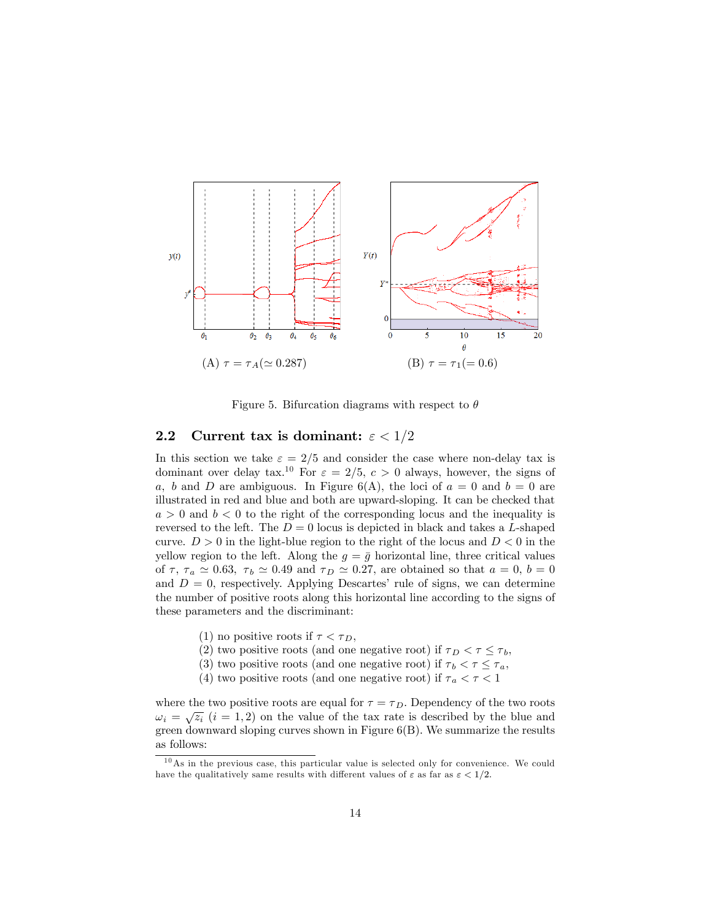(A) $\tau = \tau_A (\simeq 0.287)$

(B) $\tau = \tau_1 (= 0.6)$

Figure 5. Bifurcation diagrams with respect to $\theta$

## 2.2 Current tax is dominant: $\varepsilon < 1/2$

In this section we take $\varepsilon = 2/5$ and consider the case where non-delay tax is dominant over delay tax.[10] For $\varepsilon = 2/5$, $c > 0$ always, however, the signs of $a$, $b$ and $D$ are ambiguous. In Figure 6(A), the loci of $a = 0$ and $b = 0$ are illustrated in red and blue and both are upward-sloping. It can be checked that $a > 0$ and $b < 0$ to the right of the corresponding locus and the inequality is reversed to the left. The $D = 0$ locus is depicted in black and takes a $L$-shaped curve. $D > 0$ in the light-blue region to the right of the locus and $D < 0$ in the yellow region to the left. Along the $g = \bar{g}$ horizontal line, three critical values of $\tau$, $\tau_a \simeq 0.63$, $\tau_b \simeq 0.49$ and $\tau_D \simeq 0.27$, are obtained so that $a = 0$, $b = 0$ and $D = 0$, respectively. Applying Descartes' rule of signs, we can determine the number of positive roots along this horizontal line according to the signs of these parameters and the discriminant:

(1) no positive roots if $\tau < \tau_D$,
(2) two positive roots (and one negative root) if $\tau_D < \tau \leq \tau_b$,
(3) two positive roots (and one negative root) if $\tau_b < \tau \leq \tau_a$,
(4) two positive roots (and one negative root) if $\tau_a < \tau < 1$

where the two positive roots are equal for $\tau = \tau_D$. Dependency of the two roots $\omega_i = \sqrt{z_i}$ $(i = 1, 2)$ on the value of the tax rate is described by the blue and green downward sloping curves shown in Figure 6(B). We summarize the results as follows:

---

[10] As in the previous case, this particular value is selected only for convenience. We could have the qualitatively same results with different values of $\varepsilon$ as far as $\varepsilon < 1/2$.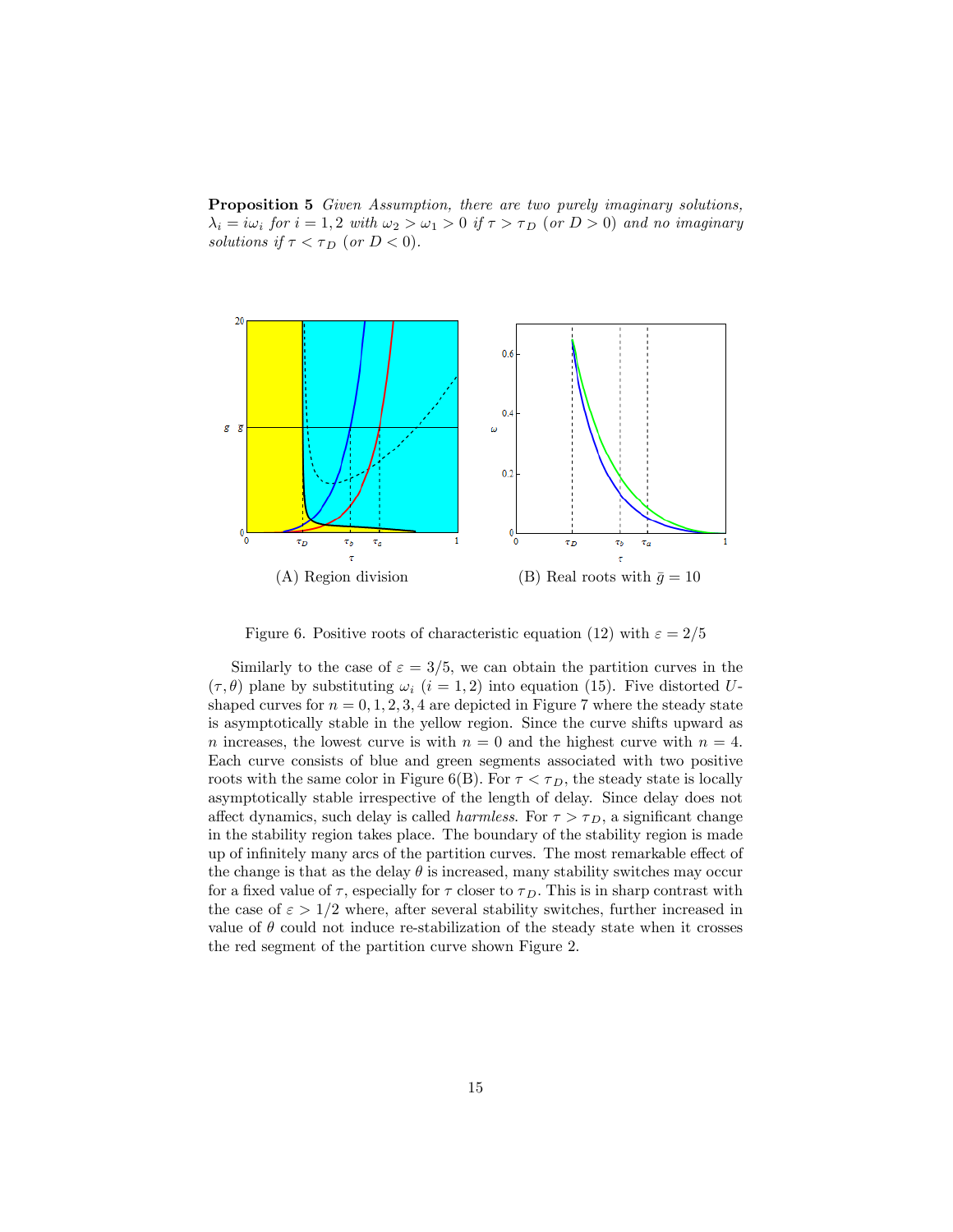**Proposition 5** *Given Assumption, there are two purely imaginary solutions, $\lambda_i = i\omega_i$ for $i = 1, 2$ with $\omega_2 > \omega_1 > 0$ if $\tau > \tau_D$ (or $D > 0$) and no imaginary solutions if $\tau < \tau_D$ (or $D < 0$).*

(A) Region division

(B) Real roots with $\bar{g} = 10$

Figure 6. Positive roots of characteristic equation (12) with $\varepsilon = 2/5$

Similarly to the case of $\varepsilon = 3/5$, we can obtain the partition curves in the $(\tau, \theta)$ plane by substituting $\omega_i$ $(i = 1, 2)$ into equation (15). Five distorted $U$-shaped curves for $n = 0, 1, 2, 3, 4$ are depicted in Figure 7 where the steady state is asymptotically stable in the yellow region. Since the curve shifts upward as $n$ increases, the lowest curve is with $n = 0$ and the highest curve with $n = 4$. Each curve consists of blue and green segments associated with two positive roots with the same color in Figure 6(B). For $\tau < \tau_D$, the steady state is locally asymptotically stable irrespective of the length of delay. Since delay does not affect dynamics, such delay is called *harmless*. For $\tau > \tau_D$, a significant change in the stability region takes place. The boundary of the stability region is made up of infinitely many arcs of the partition curves. The most remarkable effect of the change is that as the delay $\theta$ is increased, many stability switches may occur for a fixed value of $\tau$, especially for $\tau$ closer to $\tau_D$. This is in sharp contrast with the case of $\varepsilon > 1/2$ where, after several stability switches, further increased in value of $\theta$ could not induce re-stabilization of the steady state when it crosses the red segment of the partition curve shown Figure 2.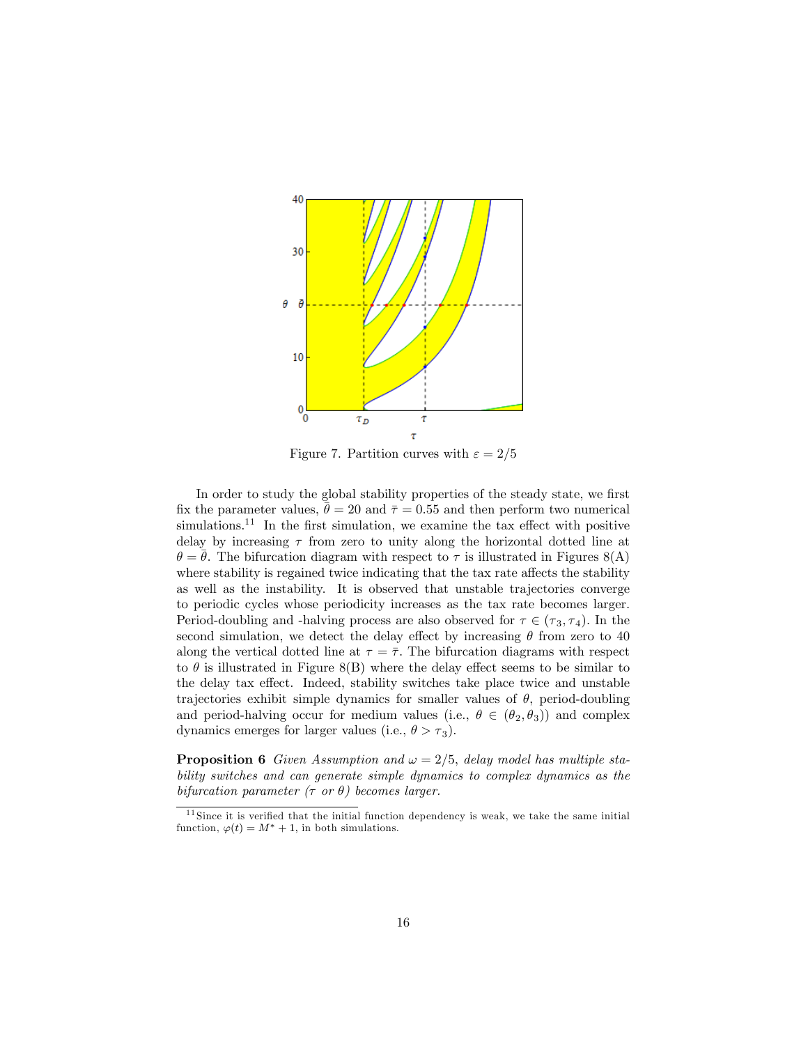Figure 7. Partition curves with $\varepsilon = 2/5$

In order to study the global stability properties of the steady state, we first fix the parameter values, $\bar{\theta} = 20$ and $\bar{\tau} = 0.55$ and then perform two numerical simulations.[11] In the first simulation, we examine the tax effect with positive delay by increasing $\tau$ from zero to unity along the horizontal dotted line at $\theta = \bar{\theta}$. The bifurcation diagram with respect to $\tau$ is illustrated in Figures 8(A) where stability is regained twice indicating that the tax rate affects the stability as well as the instability. It is observed that unstable trajectories converge to periodic cycles whose periodicity increases as the tax rate becomes larger. Period-doubling and -halving process are also observed for $\tau \in (\tau_3, \tau_4)$. In the second simulation, we detect the delay effect by increasing $\theta$ from zero to 40 along the vertical dotted line at $\tau = \bar{\tau}$. The bifurcation diagrams with respect to $\theta$ is illustrated in Figure 8(B) where the delay effect seems to be similar to the delay tax effect. Indeed, stability switches take place twice and unstable trajectories exhibit simple dynamics for smaller values of $\theta$, period-doubling and period-halving occur for medium values (i.e., $\theta \in (\theta_2, \theta_3)$) and complex dynamics emerges for larger values (i.e., $\theta > \tau_3$).

**Proposition 6** *Given Assumption and $\omega = 2/5$, delay model has multiple stability switches and can generate simple dynamics to complex dynamics as the bifurcation parameter ($\tau$ or $\theta$) becomes larger.*

[11] Since it is verified that the initial function dependency is weak, we take the same initial function, $\varphi(t) = M^* + 1$, in both simulations.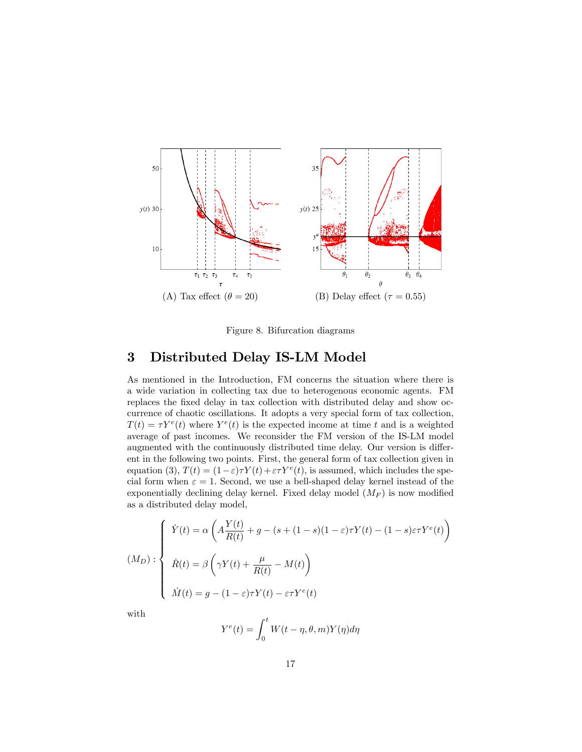(A) Tax effect ($\theta = 20$)

(B) Delay effect ($\tau = 0.55$)

Figure 8. Bifurcation diagrams

## 3 Distributed Delay IS-LM Model

As mentioned in the Introduction, FM concerns the situation where there is a wide variation in collecting tax due to heterogenous economic agents. FM replaces the fixed delay in tax collection with distributed delay and show occurrence of chaotic oscillations. It adopts a very special form of tax collection, $T(t) = \tau Y^e(t)$ where $Y^e(t)$ is the expected income at time $t$ and is a weighted average of past incomes. We reconsider the FM version of the IS-LM model augmented with the continuously distributed time delay. Our version is different in the following two points. First, the general form of tax collection given in equation (3), $T(t) = (1-\varepsilon)\tau Y(t) + \varepsilon\tau Y^e(t)$, is assumed, which includes the special form when $\varepsilon = 1$. Second, we use a bell-shaped delay kernel instead of the exponentially declining delay kernel. Fixed delay model ($M_F$) is now modified as a distributed delay model,

$$
(M_D): \begin{cases} \dot{Y}(t) = \alpha\left(A\dfrac{Y(t)}{R(t)} + g - (s + (1-s)(1-\varepsilon)\tau Y(t) - (1-s)\varepsilon\tau Y^e(t)\right) \\[2ex] \dot{R}(t) = \beta\left(\gamma Y(t) + \dfrac{\mu}{R(t)} - M(t)\right) \\[2ex] \dot{M}(t) = g - (1-\varepsilon)\tau Y(t) - \varepsilon\tau Y^e(t) \end{cases}
$$

with

$$
Y^e(t) = \int_0^t W(t-\eta, \theta, m)Y(\eta)d\eta
$$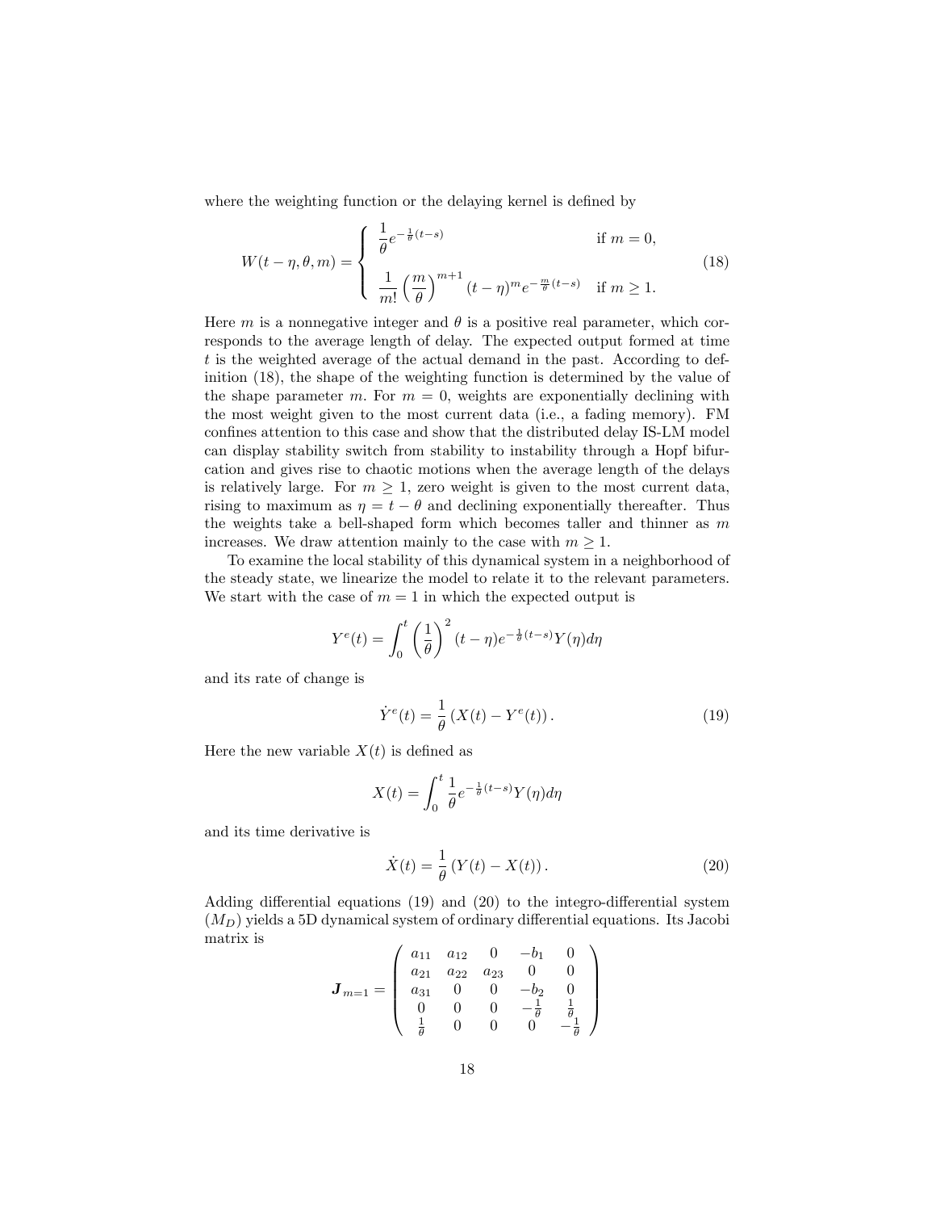where the weighting function or the delaying kernel is defined by

$$W(t-\eta,\theta,m)=\begin{cases}\dfrac{1}{\theta}e^{-\frac{1}{\theta}(t-s)} & \text{if } m=0,\\[2ex] \dfrac{1}{m!}\left(\dfrac{m}{\theta}\right)^{m+1}(t-\eta)^m e^{-\frac{m}{\theta}(t-s)} & \text{if } m\geq 1.\end{cases} \tag{18}$$

Here $m$ is a nonnegative integer and $\theta$ is a positive real parameter, which corresponds to the average length of delay. The expected output formed at time $t$ is the weighted average of the actual demand in the past. According to definition (18), the shape of the weighting function is determined by the value of the shape parameter $m$. For $m=0$, weights are exponentially declining with the most weight given to the most current data (i.e., a fading memory). FM confines attention to this case and show that the distributed delay IS-LM model can display stability switch from stability to instability through a Hopf bifurcation and gives rise to chaotic motions when the average length of the delays is relatively large. For $m\geq 1$, zero weight is given to the most current data, rising to maximum as $\eta=t-\theta$ and declining exponentially thereafter. Thus the weights take a bell-shaped form which becomes taller and thinner as $m$ increases. We draw attention mainly to the case with $m\geq 1$.

To examine the local stability of this dynamical system in a neighborhood of the steady state, we linearize the model to relate it to the relevant parameters. We start with the case of $m=1$ in which the expected output is

$$Y^e(t)=\int_0^t\left(\frac{1}{\theta}\right)^2(t-\eta)e^{-\frac{1}{\theta}(t-s)}Y(\eta)d\eta$$

and its rate of change is

$$\dot{Y}^e(t)=\frac{1}{\theta}\left(X(t)-Y^e(t)\right). \tag{19}$$

Here the new variable $X(t)$ is defined as

$$X(t)=\int_0^t\frac{1}{\theta}e^{-\frac{1}{\theta}(t-s)}Y(\eta)d\eta$$

and its time derivative is

$$\dot{X}(t)=\frac{1}{\theta}\left(Y(t)-X(t)\right). \tag{20}$$

Adding differential equations (19) and (20) to the integro-differential system $(M_D)$ yields a 5D dynamical system of ordinary differential equations. Its Jacobi matrix is

$$\boldsymbol{J}_{m=1}=\begin{pmatrix} a_{11} & a_{12} & 0 & -b_1 & 0\\ a_{21} & a_{22} & a_{23} & 0 & 0\\ a_{31} & 0 & 0 & -b_2 & 0\\ 0 & 0 & 0 & -\frac{1}{\theta} & \frac{1}{\theta}\\ \frac{1}{\theta} & 0 & 0 & 0 & -\frac{1}{\theta}\end{pmatrix}$$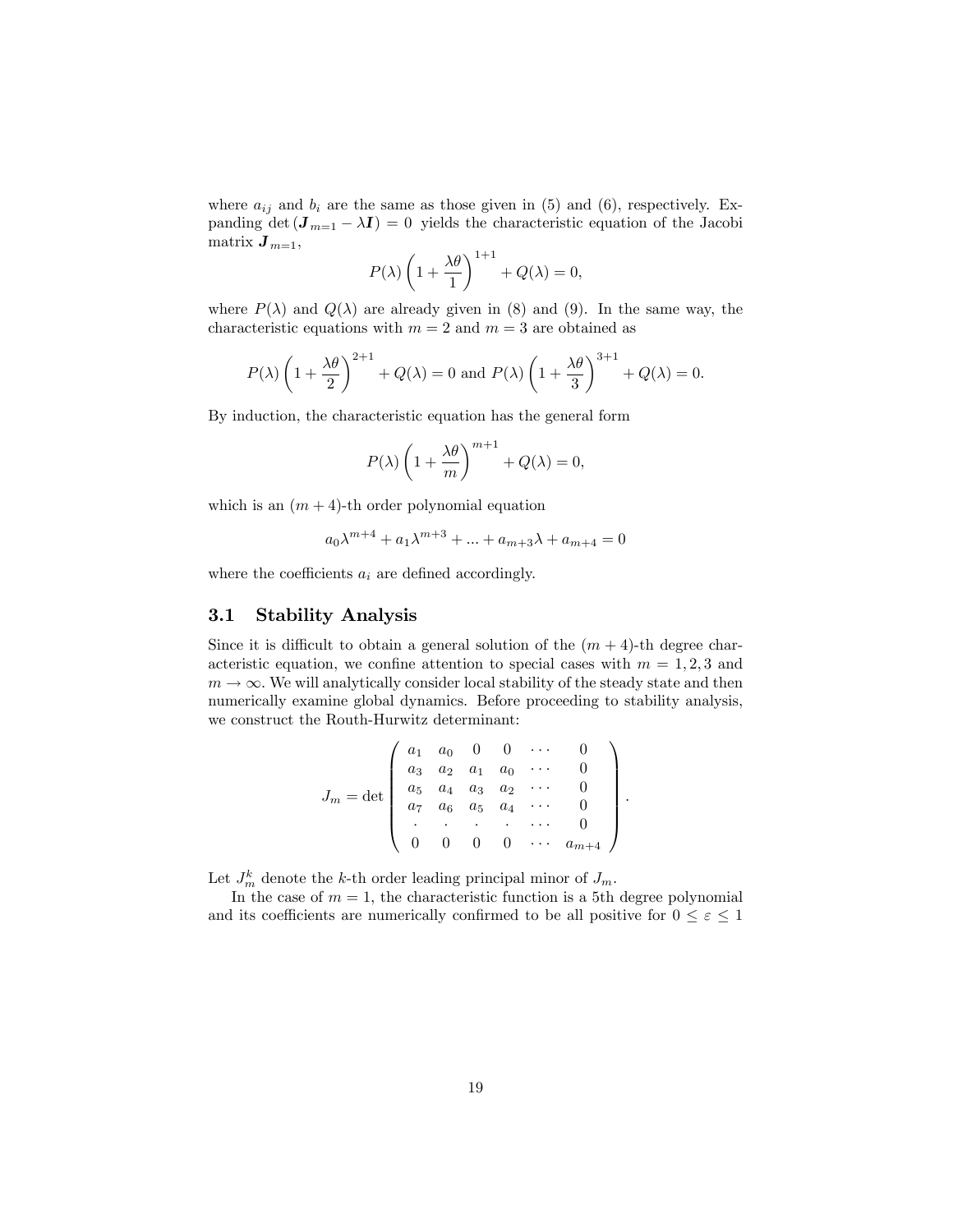where $a_{ij}$ and $b_i$ are the same as those given in (5) and (6), respectively. Expanding $\det(\boldsymbol{J}_{m=1} - \lambda \boldsymbol{I}) = 0$ yields the characteristic equation of the Jacobi matrix $\boldsymbol{J}_{m=1}$,

$$P(\lambda)\left(1 + \frac{\lambda\theta}{1}\right)^{1+1} + Q(\lambda) = 0,$$

where $P(\lambda)$ and $Q(\lambda)$ are already given in (8) and (9). In the same way, the characteristic equations with $m = 2$ and $m = 3$ are obtained as

$$P(\lambda)\left(1 + \frac{\lambda\theta}{2}\right)^{2+1} + Q(\lambda) = 0 \text{ and } P(\lambda)\left(1 + \frac{\lambda\theta}{3}\right)^{3+1} + Q(\lambda) = 0.$$

By induction, the characteristic equation has the general form

$$P(\lambda)\left(1 + \frac{\lambda\theta}{m}\right)^{m+1} + Q(\lambda) = 0,$$

which is an $(m+4)$-th order polynomial equation

$$a_0\lambda^{m+4} + a_1\lambda^{m+3} + ... + a_{m+3}\lambda + a_{m+4} = 0$$

where the coefficients $a_i$ are defined accordingly.

### 3.1 Stability Analysis

Since it is difficult to obtain a general solution of the $(m+4)$-th degree characteristic equation, we confine attention to special cases with $m = 1, 2, 3$ and $m \to \infty$. We will analytically consider local stability of the steady state and then numerically examine global dynamics. Before proceeding to stability analysis, we construct the Routh-Hurwitz determinant:

$$J_m = \det \begin{pmatrix} a_1 & a_0 & 0 & 0 & \cdots & 0 \\ a_3 & a_2 & a_1 & a_0 & \cdots & 0 \\ a_5 & a_4 & a_3 & a_2 & \cdots & 0 \\ a_7 & a_6 & a_5 & a_4 & \cdots & 0 \\ \cdot & \cdot & \cdot & \cdot & \cdots & 0 \\ 0 & 0 & 0 & 0 & \cdots & a_{m+4} \end{pmatrix}.$$

Let $J_m^k$ denote the $k$-th order leading principal minor of $J_m$.

In the case of $m = 1$, the characteristic function is a 5th degree polynomial and its coefficients are numerically confirmed to be all positive for $0 \leq \varepsilon \leq 1$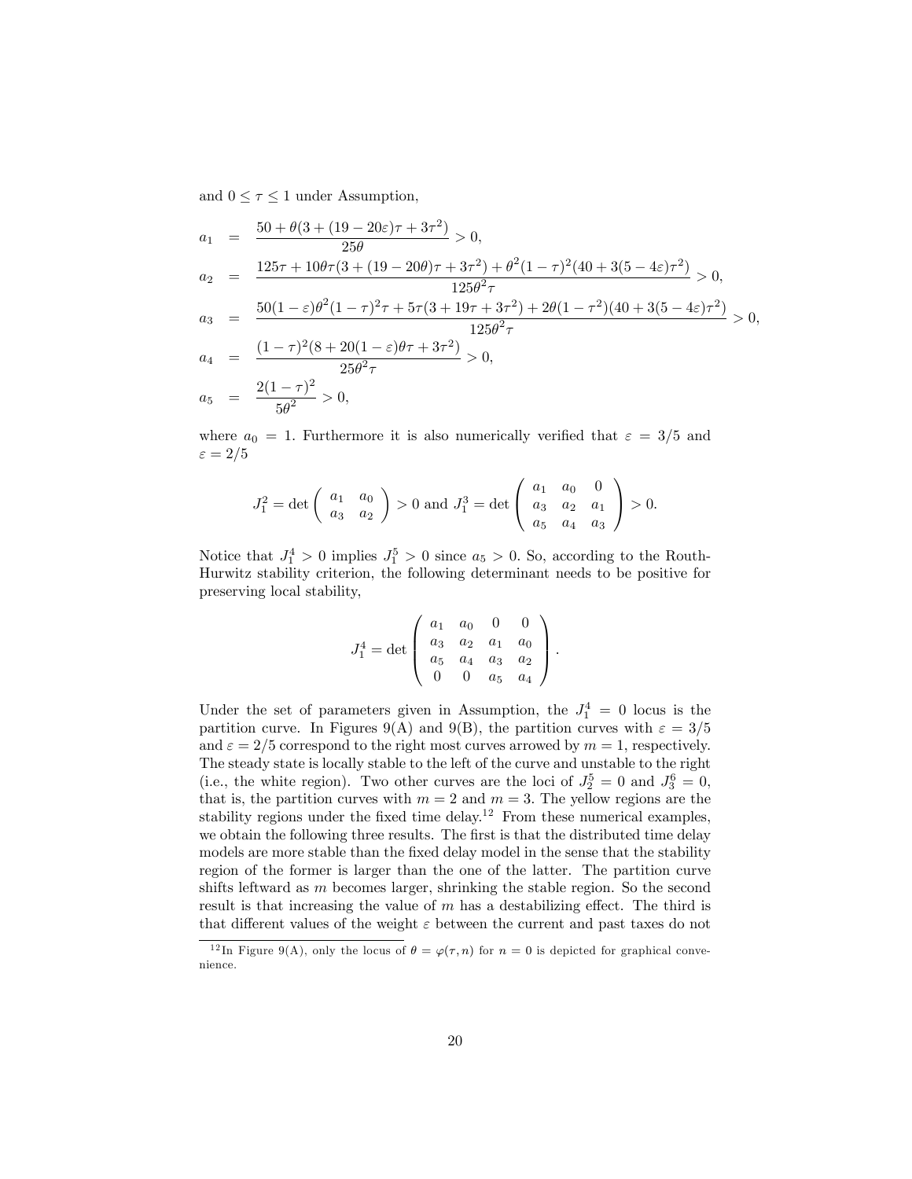and $0 \leq \tau \leq 1$ under Assumption,

$$
\begin{aligned}
a_1 &= \frac{50 + \theta(3 + (19 - 20\varepsilon)\tau + 3\tau^2)}{25\theta} > 0, \\
a_2 &= \frac{125\tau + 10\theta\tau(3 + (19 - 20\theta)\tau + 3\tau^2) + \theta^2(1-\tau)^2(40 + 3(5 - 4\varepsilon)\tau^2)}{125\theta^2\tau} > 0, \\
a_3 &= \frac{50(1-\varepsilon)\theta^2(1-\tau)^2\tau + 5\tau(3 + 19\tau + 3\tau^2) + 2\theta(1-\tau^2)(40 + 3(5 - 4\varepsilon)\tau^2)}{125\theta^2\tau} > 0, \\
a_4 &= \frac{(1-\tau)^2(8 + 20(1-\varepsilon)\theta\tau + 3\tau^2)}{25\theta^2\tau} > 0, \\
a_5 &= \frac{2(1-\tau)^2}{5\theta^2} > 0,
\end{aligned}
$$

where $a_0 = 1$. Furthermore it is also numerically verified that $\varepsilon = 3/5$ and $\varepsilon = 2/5$

$$
J_1^2 = \det\begin{pmatrix} a_1 & a_0 \\ a_3 & a_2 \end{pmatrix} > 0 \text{ and } J_1^3 = \det\begin{pmatrix} a_1 & a_0 & 0 \\ a_3 & a_2 & a_1 \\ a_5 & a_4 & a_3 \end{pmatrix} > 0.
$$

Notice that $J_1^4 > 0$ implies $J_1^5 > 0$ since $a_5 > 0$. So, according to the Routh-Hurwitz stability criterion, the following determinant needs to be positive for preserving local stability,

$$
J_1^4 = \det\begin{pmatrix} a_1 & a_0 & 0 & 0 \\ a_3 & a_2 & a_1 & a_0 \\ a_5 & a_4 & a_3 & a_2 \\ 0 & 0 & a_5 & a_4 \end{pmatrix}.
$$

Under the set of parameters given in Assumption, the $J_1^4 = 0$ locus is the partition curve. In Figures 9(A) and 9(B), the partition curves with $\varepsilon = 3/5$ and $\varepsilon = 2/5$ correspond to the right most curves arrowed by $m = 1$, respectively. The steady state is locally stable to the left of the curve and unstable to the right (i.e., the white region). Two other curves are the loci of $J_2^5 = 0$ and $J_3^6 = 0$, that is, the partition curves with $m = 2$ and $m = 3$. The yellow regions are the stability regions under the fixed time delay.[12] From these numerical examples, we obtain the following three results. The first is that the distributed time delay models are more stable than the fixed delay model in the sense that the stability region of the former is larger than the one of the latter. The partition curve shifts leftward as $m$ becomes larger, shrinking the stable region. So the second result is that increasing the value of $m$ has a destabilizing effect. The third is that different values of the weight $\varepsilon$ between the current and past taxes do not

[12] In Figure 9(A), only the locus of $\theta = \varphi(\tau, n)$ for $n = 0$ is depicted for graphical convenience.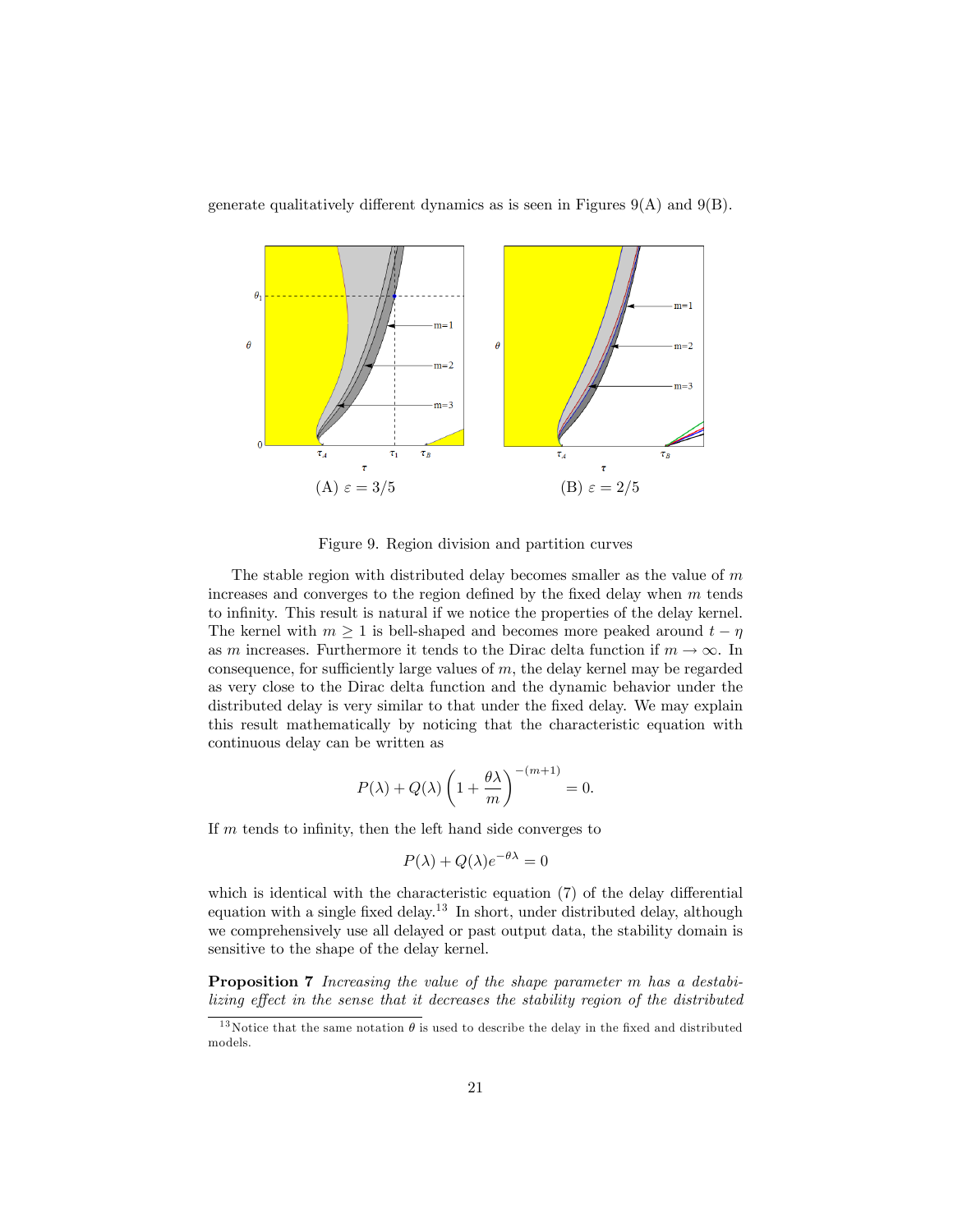generate qualitatively different dynamics as is seen in Figures 9(A) and 9(B).

(A) $\varepsilon = 3/5$

(B) $\varepsilon = 2/5$

Figure 9. Region division and partition curves

The stable region with distributed delay becomes smaller as the value of $m$ increases and converges to the region defined by the fixed delay when $m$ tends to infinity. This result is natural if we notice the properties of the delay kernel. The kernel with $m \geq 1$ is bell-shaped and becomes more peaked around $t - \eta$ as $m$ increases. Furthermore it tends to the Dirac delta function if $m \to \infty$. In consequence, for sufficiently large values of $m$, the delay kernel may be regarded as very close to the Dirac delta function and the dynamic behavior under the distributed delay is very similar to that under the fixed delay. We may explain this result mathematically by noticing that the characteristic equation with continuous delay can be written as

$$P(\lambda) + Q(\lambda)\left(1 + \frac{\theta\lambda}{m}\right)^{-(m+1)} = 0.$$

If $m$ tends to infinity, then the left hand side converges to

$$P(\lambda) + Q(\lambda)e^{-\theta\lambda} = 0$$

which is identical with the characteristic equation (7) of the delay differential equation with a single fixed delay.[13] In short, under distributed delay, although we comprehensively use all delayed or past output data, the stability domain is sensitive to the shape of the delay kernel.

**Proposition 7** *Increasing the value of the shape parameter $m$ has a destabilizing effect in the sense that it decreases the stability region of the distributed*

[13] Notice that the same notation $\theta$ is used to describe the delay in the fixed and distributed models.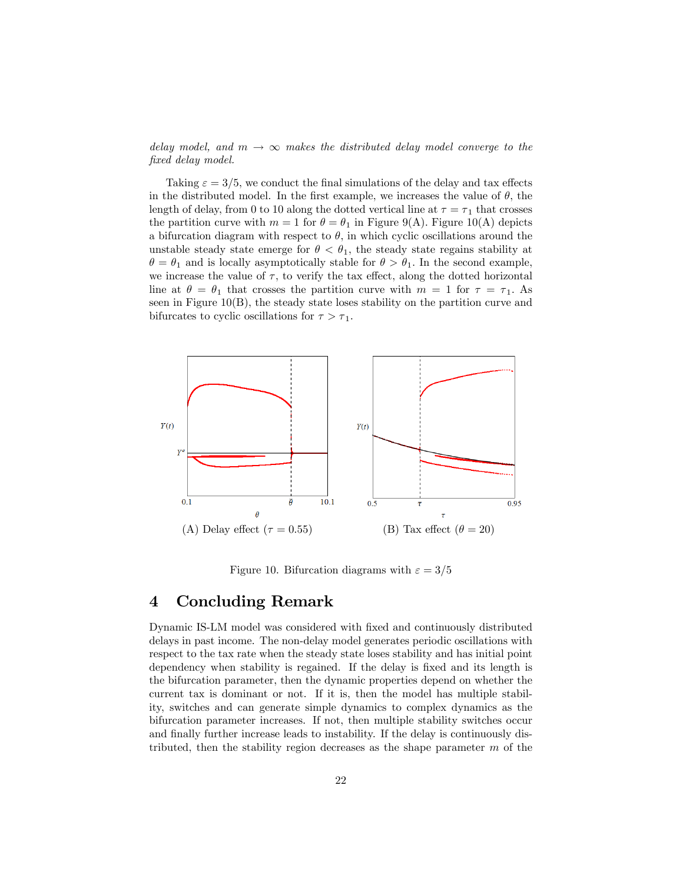*delay model, and $m \to \infty$ makes the distributed delay model converge to the fixed delay model.*

Taking $\varepsilon = 3/5$, we conduct the final simulations of the delay and tax effects in the distributed model. In the first example, we increases the value of $\theta$, the length of delay, from 0 to 10 along the dotted vertical line at $\tau = \tau_1$ that crosses the partition curve with $m = 1$ for $\theta = \theta_1$ in Figure 9(A). Figure 10(A) depicts a bifurcation diagram with respect to $\theta$, in which cyclic oscillations around the unstable steady state emerge for $\theta < \theta_1$, the steady state regains stability at $\theta = \theta_1$ and is locally asymptotically stable for $\theta > \theta_1$. In the second example, we increase the value of $\tau$, to verify the tax effect, along the dotted horizontal line at $\theta = \theta_1$ that crosses the partition curve with $m = 1$ for $\tau = \tau_1$. As seen in Figure 10(B), the steady state loses stability on the partition curve and bifurcates to cyclic oscillations for $\tau > \tau_1$.

(A) Delay effect ($\tau = 0.55$)

(B) Tax effect ($\theta = 20$)

Figure 10. Bifurcation diagrams with $\varepsilon = 3/5$

# 4 Concluding Remark

Dynamic IS-LM model was considered with fixed and continuously distributed delays in past income. The non-delay model generates periodic oscillations with respect to the tax rate when the steady state loses stability and has initial point dependency when stability is regained. If the delay is fixed and its length is the bifurcation parameter, then the dynamic properties depend on whether the current tax is dominant or not. If it is, then the model has multiple stability, switches and can generate simple dynamics to complex dynamics as the bifurcation parameter increases. If not, then multiple stability switches occur and finally further increase leads to instability. If the delay is continuously distributed, then the stability region decreases as the shape parameter $m$ of the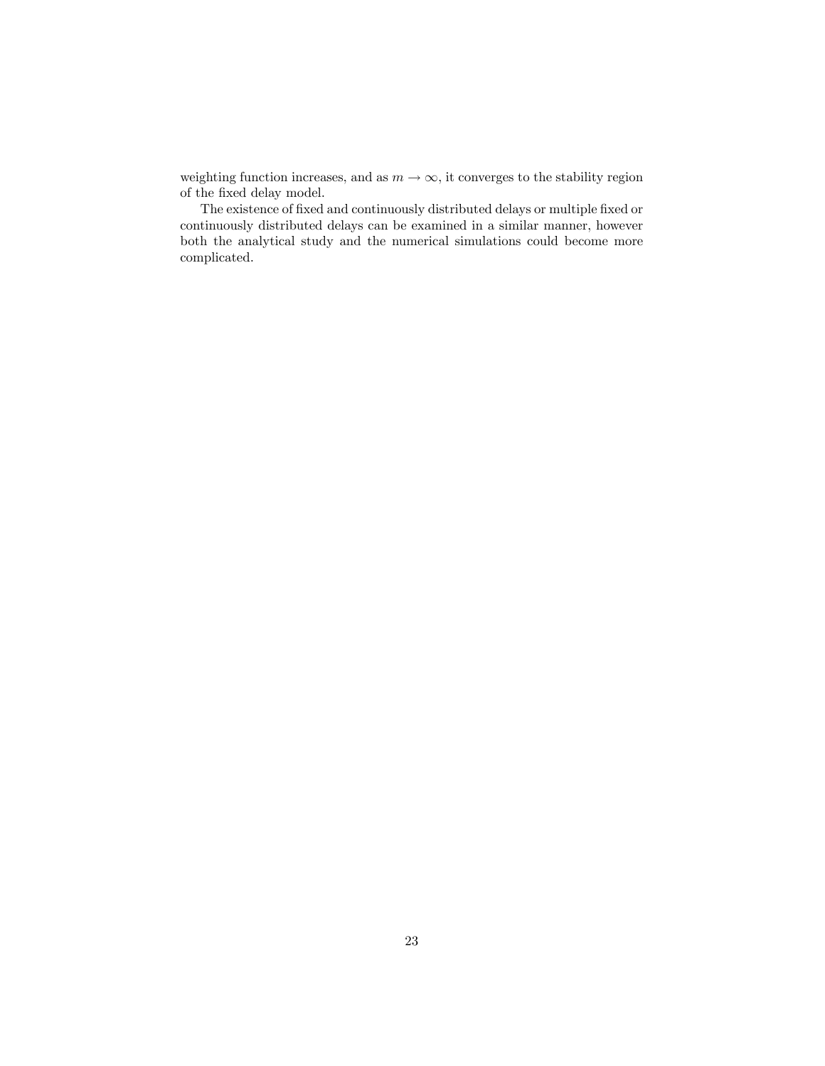weighting function increases, and as $m \to \infty$, it converges to the stability region of the fixed delay model.

The existence of fixed and continuously distributed delays or multiple fixed or continuously distributed delays can be examined in a similar manner, however both the analytical study and the numerical simulations could become more complicated.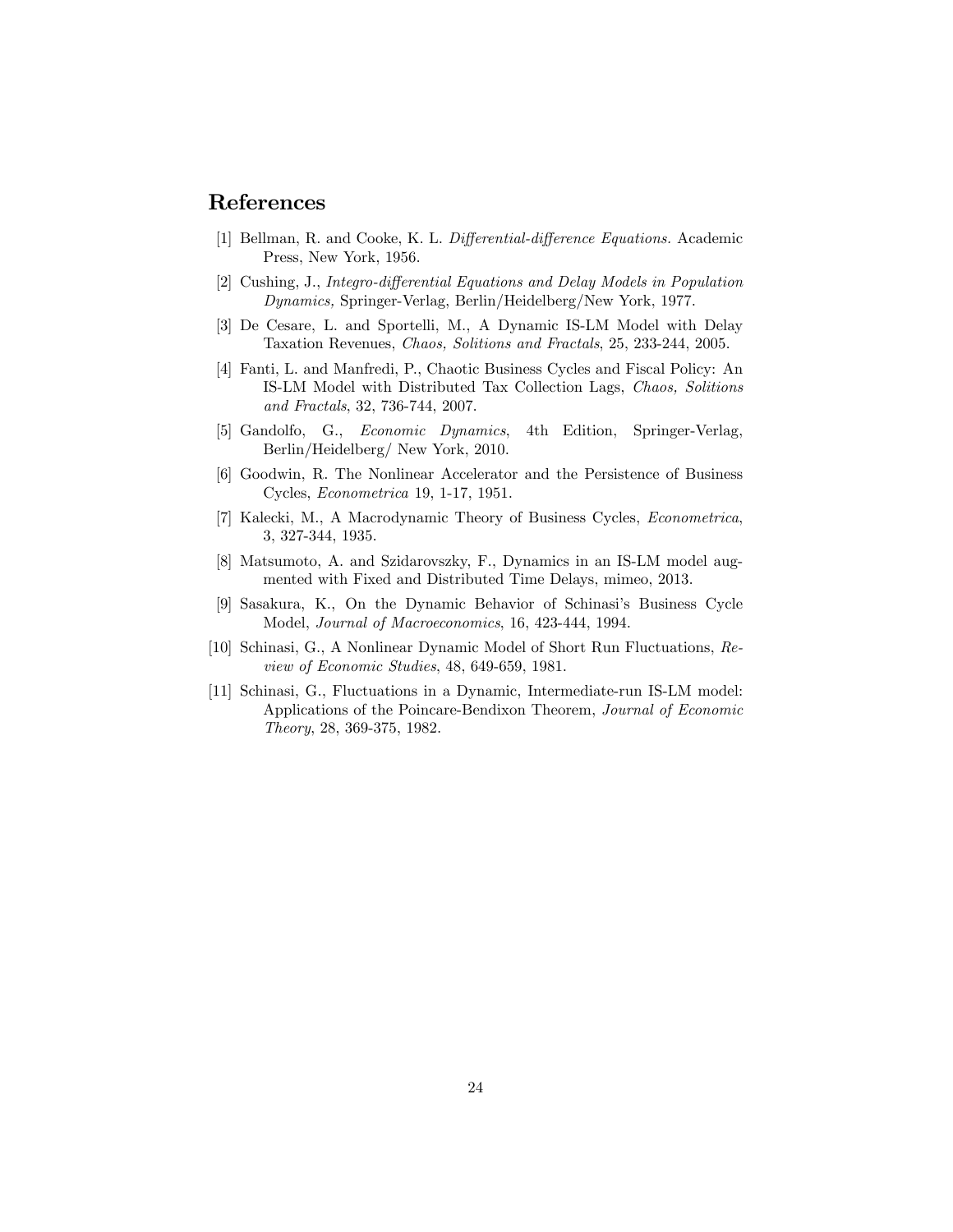## References

[1] Bellman, R. and Cooke, K. L. *Differential-difference Equations.* Academic Press, New York, 1956.

[2] Cushing, J., *Integro-differential Equations and Delay Models in Population Dynamics,* Springer-Verlag, Berlin/Heidelberg/New York, 1977.

[3] De Cesare, L. and Sportelli, M., A Dynamic IS-LM Model with Delay Taxation Revenues, *Chaos, Solitions and Fractals*, 25, 233-244, 2005.

[4] Fanti, L. and Manfredi, P., Chaotic Business Cycles and Fiscal Policy: An IS-LM Model with Distributed Tax Collection Lags, *Chaos, Solitions and Fractals*, 32, 736-744, 2007.

[5] Gandolfo, G., *Economic Dynamics*, 4th Edition, Springer-Verlag, Berlin/Heidelberg/ New York, 2010.

[6] Goodwin, R. The Nonlinear Accelerator and the Persistence of Business Cycles, *Econometrica* 19, 1-17, 1951.

[7] Kalecki, M., A Macrodynamic Theory of Business Cycles, *Econometrica*, 3, 327-344, 1935.

[8] Matsumoto, A. and Szidarovszky, F., Dynamics in an IS-LM model augmented with Fixed and Distributed Time Delays, mimeo, 2013.

[9] Sasakura, K., On the Dynamic Behavior of Schinasi's Business Cycle Model, *Journal of Macroeconomics*, 16, 423-444, 1994.

[10] Schinasi, G., A Nonlinear Dynamic Model of Short Run Fluctuations, *Review of Economic Studies*, 48, 649-659, 1981.

[11] Schinasi, G., Fluctuations in a Dynamic, Intermediate-run IS-LM model: Applications of the Poincare-Bendixon Theorem, *Journal of Economic Theory*, 28, 369-375, 1982.